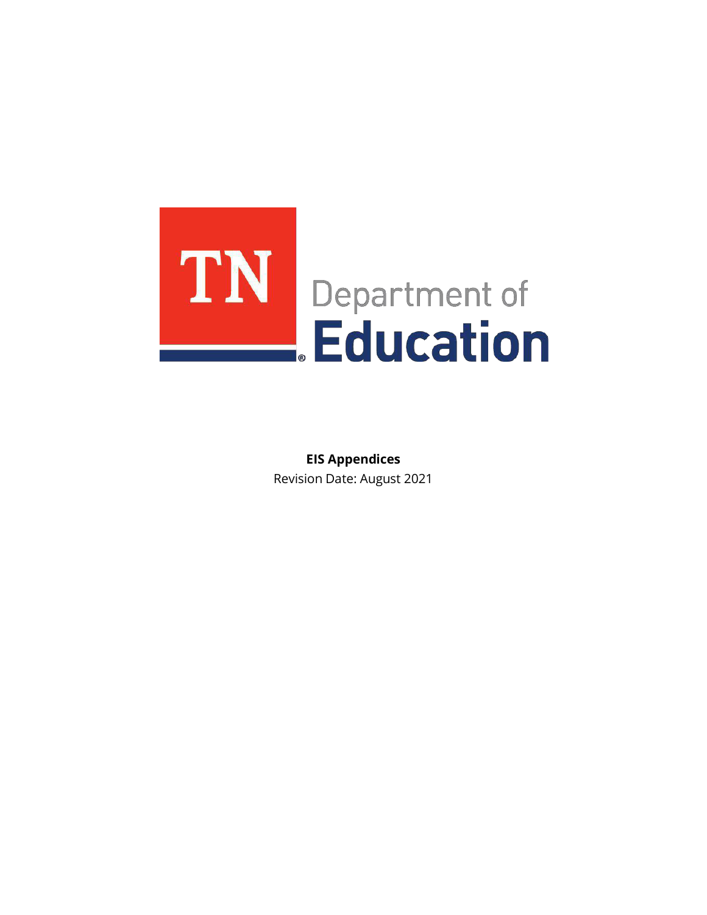TN Department of Education

**EIS Appendices**

Revision Date: August 2021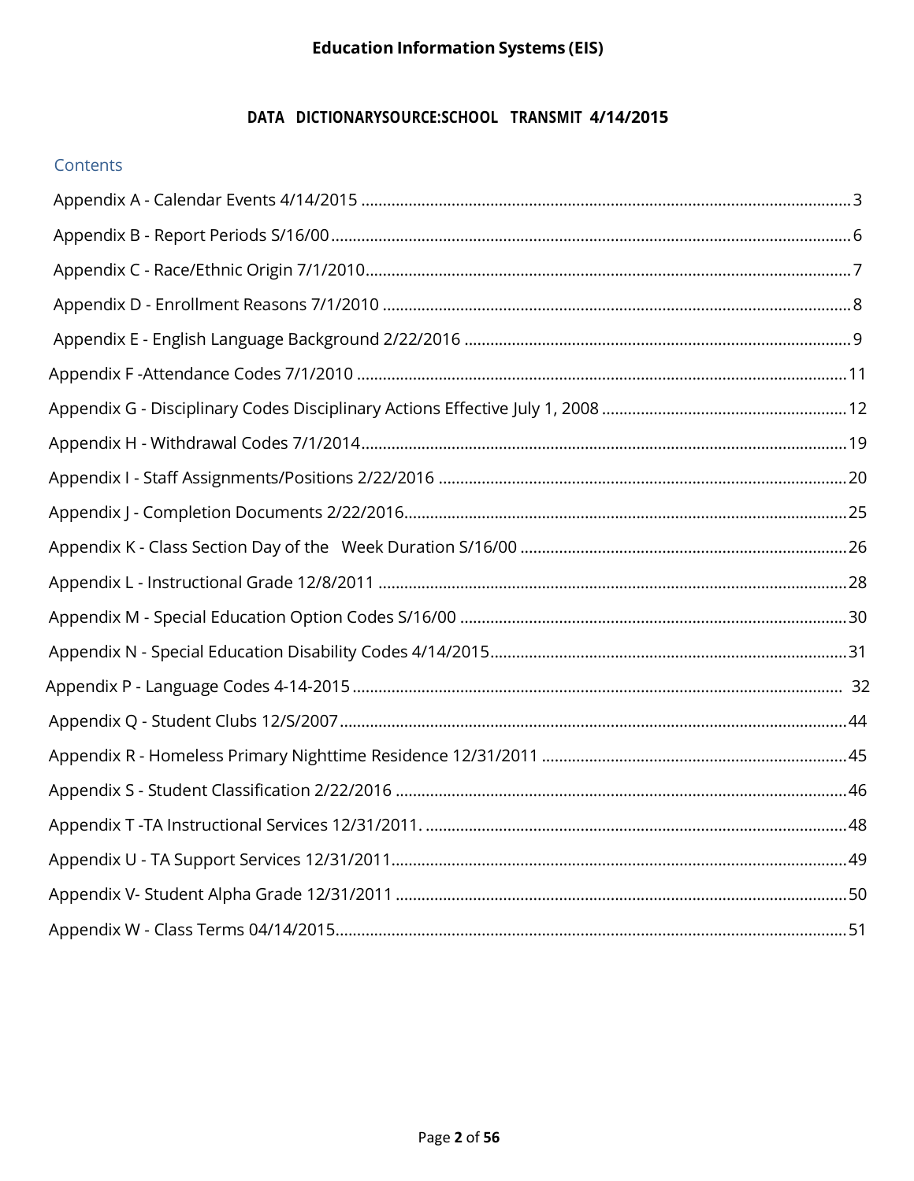# Education Information Systems (EIS)

## DATA DICTIONARYSOURCE:SCHOOL TRANSMIT 4/14/2015

### Contents

Appendix A - Calendar Events 4/14/2015 ........................................ 3

Appendix B - Report Periods S/16/00 ........................................ 6

Appendix C - Race/Ethnic Origin 7/1/2010 ........................................ 7

Appendix D - Enrollment Reasons 7/1/2010 ........................................ 8

Appendix E - English Language Background 2/22/2016 ........................................ 9

Appendix F -Attendance Codes 7/1/2010 ........................................ 11

Appendix G - Disciplinary Codes Disciplinary Actions Effective July 1, 2008 ........................................ 12

Appendix H - Withdrawal Codes 7/1/2014 ........................................ 19

Appendix I - Staff Assignments/Positions 2/22/2016 ........................................ 20

Appendix J - Completion Documents 2/22/2016 ........................................ 25

Appendix K - Class Section Day of the Week Duration S/16/00 ........................................ 26

Appendix L - Instructional Grade 12/8/2011 ........................................ 28

Appendix M - Special Education Option Codes S/16/00 ........................................ 30

Appendix N - Special Education Disability Codes 4/14/2015 ........................................ 31

Appendix P - Language Codes 4-14-2015 ........................................ 32

Appendix Q - Student Clubs 12/S/2007 ........................................ 44

Appendix R - Homeless Primary Nighttime Residence 12/31/2011 ........................................ 45

Appendix S - Student Classification 2/22/2016 ........................................ 46

Appendix T -TA Instructional Services 12/31/2011. ........................................ 48

Appendix U - TA Support Services 12/31/2011 ........................................ 49

Appendix V- Student Alpha Grade 12/31/2011 ........................................ 50

Appendix W - Class Terms 04/14/2015 ........................................ 51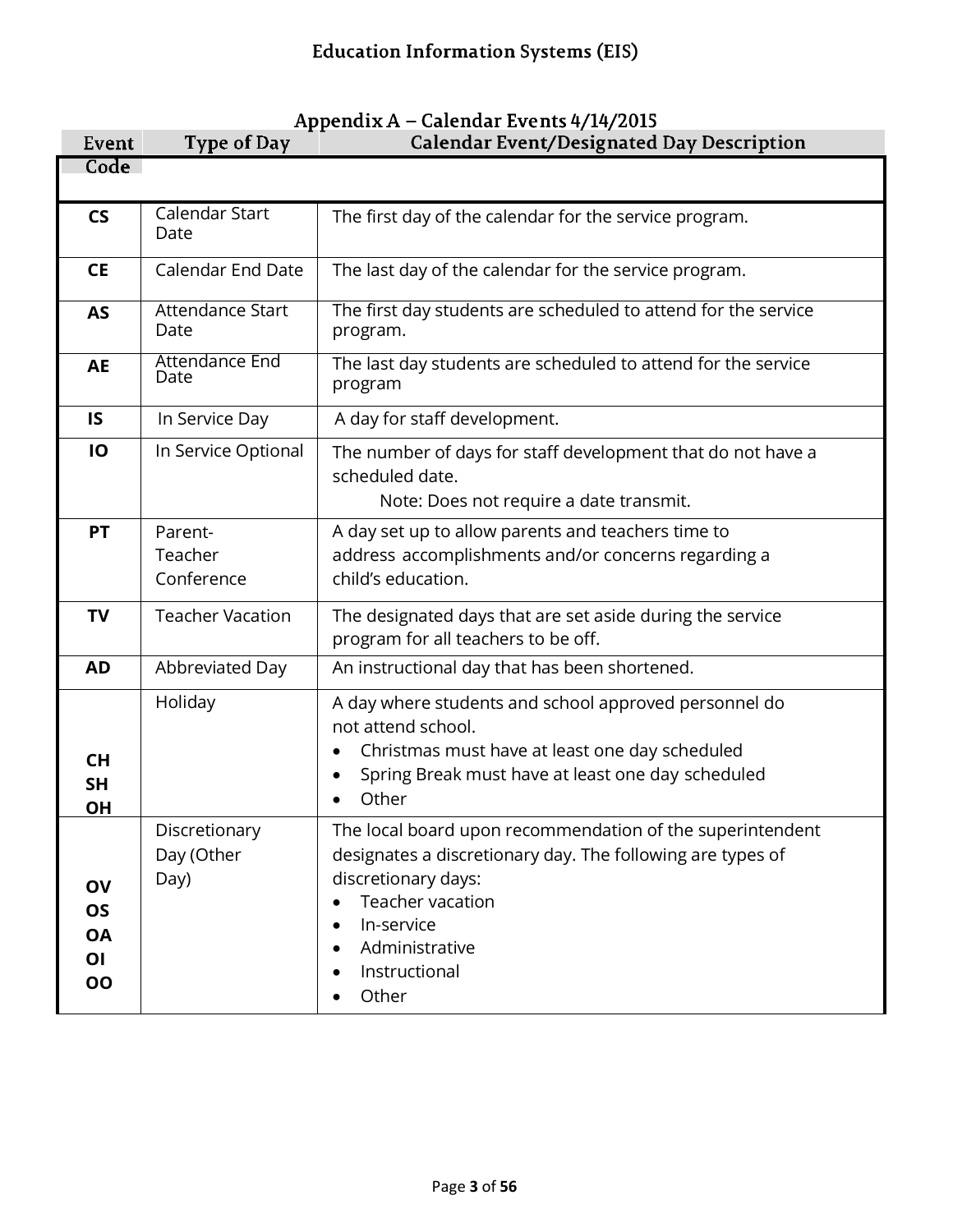## Appendix A – Calendar Events 4/14/2015

| Event Code | Type of Day | Calendar Event/Designated Day Description |
|---|---|---|
| **CS** | Calendar Start Date | The first day of the calendar for the service program. |
| **CE** | Calendar End Date | The last day of the calendar for the service program. |
| **AS** | Attendance Start Date | The first day students are scheduled to attend for the service program. |
| **AE** | Attendance End Date | The last day students are scheduled to attend for the service program |
| **IS** | In Service Day | A day for staff development. |
| **IO** | In Service Optional | The number of days for staff development that do not have a scheduled date.<br>Note: Does not require a date transmit. |
| **PT** | Parent-Teacher Conference | A day set up to allow parents and teachers time to address accomplishments and/or concerns regarding a child's education. |
| **TV** | Teacher Vacation | The designated days that are set aside during the service program for all teachers to be off. |
| **AD** | Abbreviated Day | An instructional day that has been shortened. |
| **CH**<br>**SH**<br>**OH** | Holiday | A day where students and school approved personnel do not attend school.<br>• Christmas must have at least one day scheduled<br>• Spring Break must have at least one day scheduled<br>• Other |
| **OV**<br>**OS**<br>**OA**<br>**OI**<br>**OO** | Discretionary Day (Other Day) | The local board upon recommendation of the superintendent designates a discretionary day. The following are types of discretionary days:<br>• Teacher vacation<br>• In-service<br>• Administrative<br>• Instructional<br>• Other |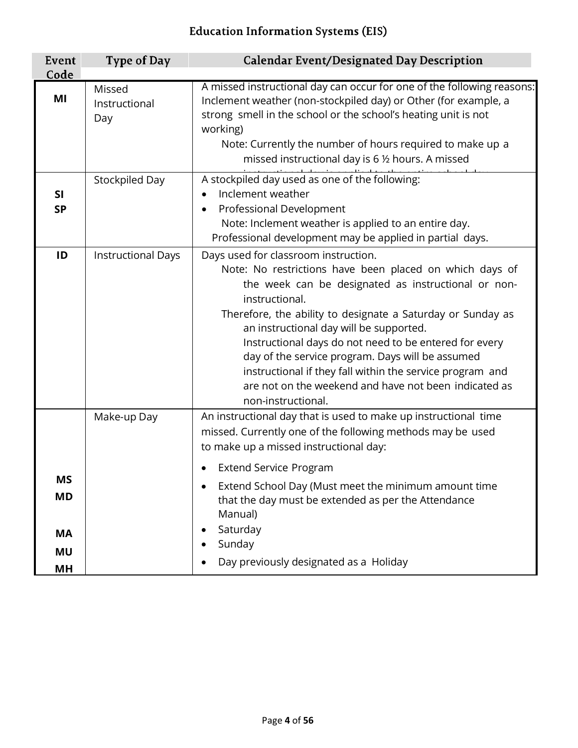| Event Code | Type of Day | Calendar Event/Designated Day Description |
|---|---|---|
| **MI** | Missed Instructional Day | A missed instructional day can occur for one of the following reasons: Inclement weather (non-stockpiled day) or Other (for example, a strong smell in the school or the school's heating unit is not working)<br>Note: Currently the number of hours required to make up a missed instructional day is 6 ½ hours. A missed instructional day is applied to the entire school day. |
| **SI**<br>**SP** | Stockpiled Day | A stockpiled day used as one of the following:<br>• Inclement weather<br>• Professional Development<br>Note: Inclement weather is applied to an entire day. Professional development may be applied in partial days. |
| **ID** | Instructional Days | Days used for classroom instruction.<br>Note: No restrictions have been placed on which days of the week can be designated as instructional or non-instructional.<br>Therefore, the ability to designate a Saturday or Sunday as an instructional day will be supported.<br>Instructional days do not need to be entered for every day of the service program. Days will be assumed instructional if they fall within the service program and are not on the weekend and have not been indicated as non-instructional. |
| **MS**<br>**MD**<br>**MA**<br>**MU**<br>**MH** | Make-up Day | An instructional day that is used to make up instructional time missed. Currently one of the following methods may be used to make up a missed instructional day:<br>• Extend Service Program<br>• Extend School Day (Must meet the minimum amount time that the day must be extended as per the Attendance Manual)<br>• Saturday<br>• Sunday<br>• Day previously designated as a Holiday |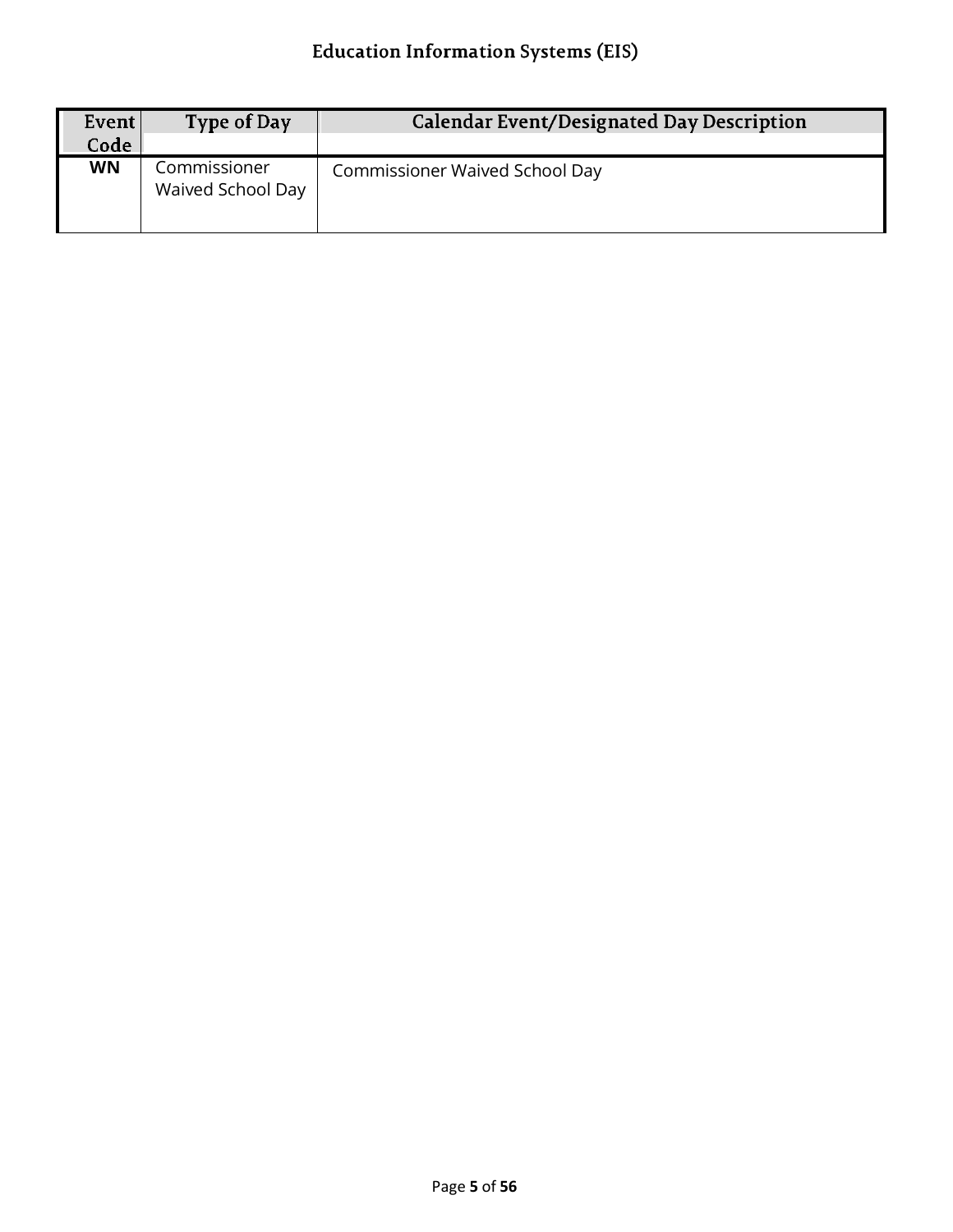| Event Code | Type of Day | Calendar Event/Designated Day Description |
| --- | --- | --- |
| **WN** | Commissioner Waived School Day | Commissioner Waived School Day |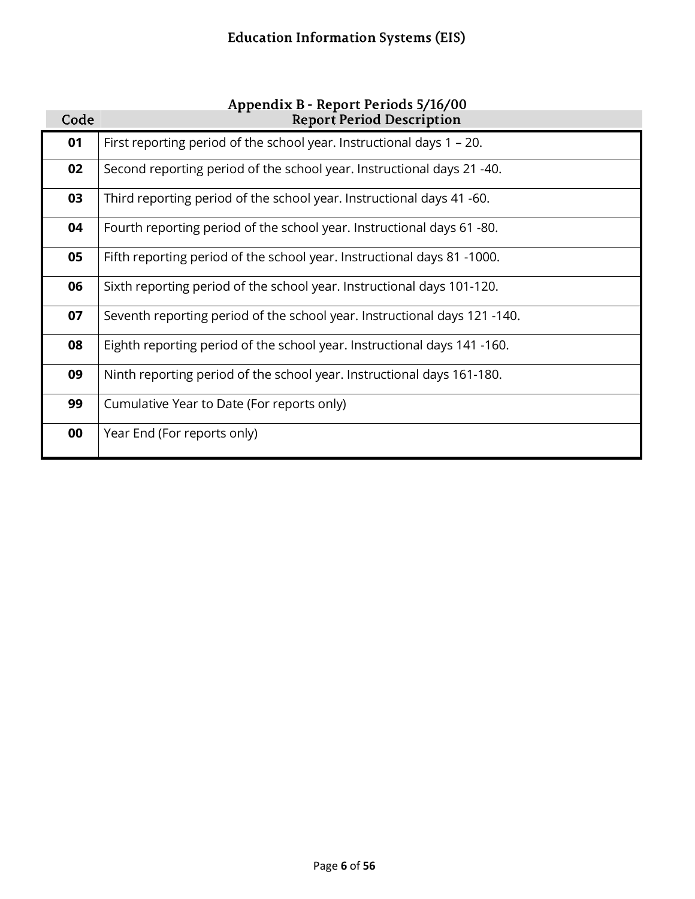## Appendix B - Report Periods 5/16/00

| Code | Report Period Description |
|---|---|
| **01** | First reporting period of the school year. Instructional days 1 – 20. |
| **02** | Second reporting period of the school year. Instructional days 21 -40. |
| **03** | Third reporting period of the school year. Instructional days 41 -60. |
| **04** | Fourth reporting period of the school year. Instructional days 61 -80. |
| **05** | Fifth reporting period of the school year. Instructional days 81 -1000. |
| **06** | Sixth reporting period of the school year. Instructional days 101-120. |
| **07** | Seventh reporting period of the school year. Instructional days 121 -140. |
| **08** | Eighth reporting period of the school year. Instructional days 141 -160. |
| **09** | Ninth reporting period of the school year. Instructional days 161-180. |
| **99** | Cumulative Year to Date (For reports only) |
| **00** | Year End (For reports only) |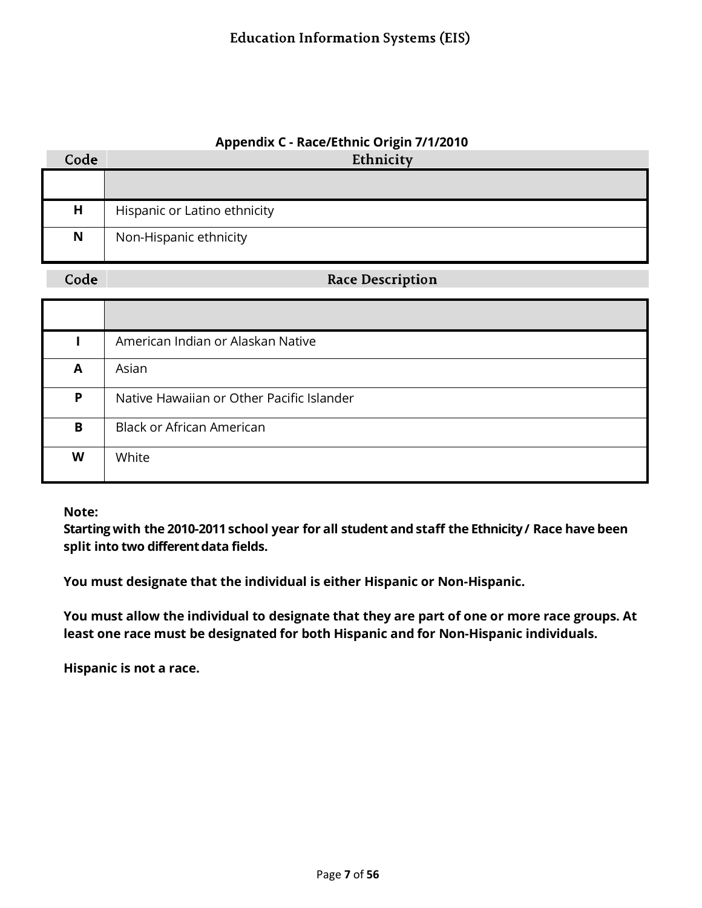## Appendix C - Race/Ethnic Origin 7/1/2010

| Code | Ethnicity |
|---|---|
| | |
| **H** | Hispanic or Latino ethnicity |
| **N** | Non-Hispanic ethnicity |

| Code | Race Description |
|---|---|
| | |
| **I** | American Indian or Alaskan Native |
| **A** | Asian |
| **P** | Native Hawaiian or Other Pacific Islander |
| **B** | Black or African American |
| **W** | White |

**Note:**
**Starting with the 2010-2011 school year for all student and staff the Ethnicity / Race have been split into two different data fields.**

**You must designate that the individual is either Hispanic or Non-Hispanic.**

**You must allow the individual to designate that they are part of one or more race groups. At least one race must be designated for both Hispanic and for Non-Hispanic individuals.**

**Hispanic is not a race.**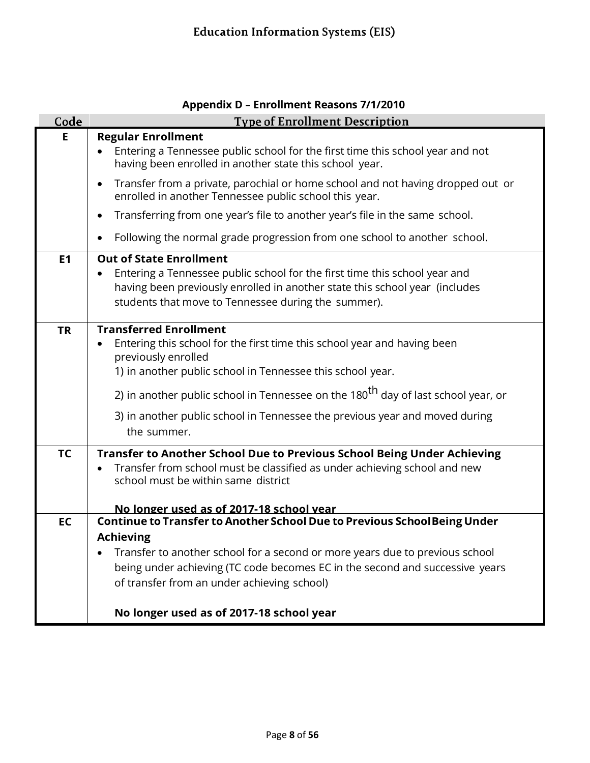## Appendix D – Enrollment Reasons 7/1/2010

| Code | Type of Enrollment Description |
| --- | --- |
| E | **Regular Enrollment**<br>• Entering a Tennessee public school for the first time this school year and not having been enrolled in another state this school year.<br>• Transfer from a private, parochial or home school and not having dropped out or enrolled in another Tennessee public school this year.<br>• Transferring from one year's file to another year's file in the same school.<br>• Following the normal grade progression from one school to another school. |
| E1 | **Out of State Enrollment**<br>• Entering a Tennessee public school for the first time this school year and having been previously enrolled in another state this school year (includes students that move to Tennessee during the summer). |
| TR | **Transferred Enrollment**<br>• Entering this school for the first time this school year and having been previously enrolled<br>1) in another public school in Tennessee this school year.<br>2) in another public school in Tennessee on the 180th day of last school year, or<br>3) in another public school in Tennessee the previous year and moved during the summer. |
| TC | **Transfer to Another School Due to Previous School Being Under Achieving**<br>• Transfer from school must be classified as under achieving school and new school must be within same district<br>**No longer used as of 2017-18 school year** |
| EC | **Continue to Transfer to Another School Due to Previous School Being Under Achieving**<br>• Transfer to another school for a second or more years due to previous school being under achieving (TC code becomes EC in the second and successive years of transfer from an under achieving school)<br>**No longer used as of 2017-18 school year** |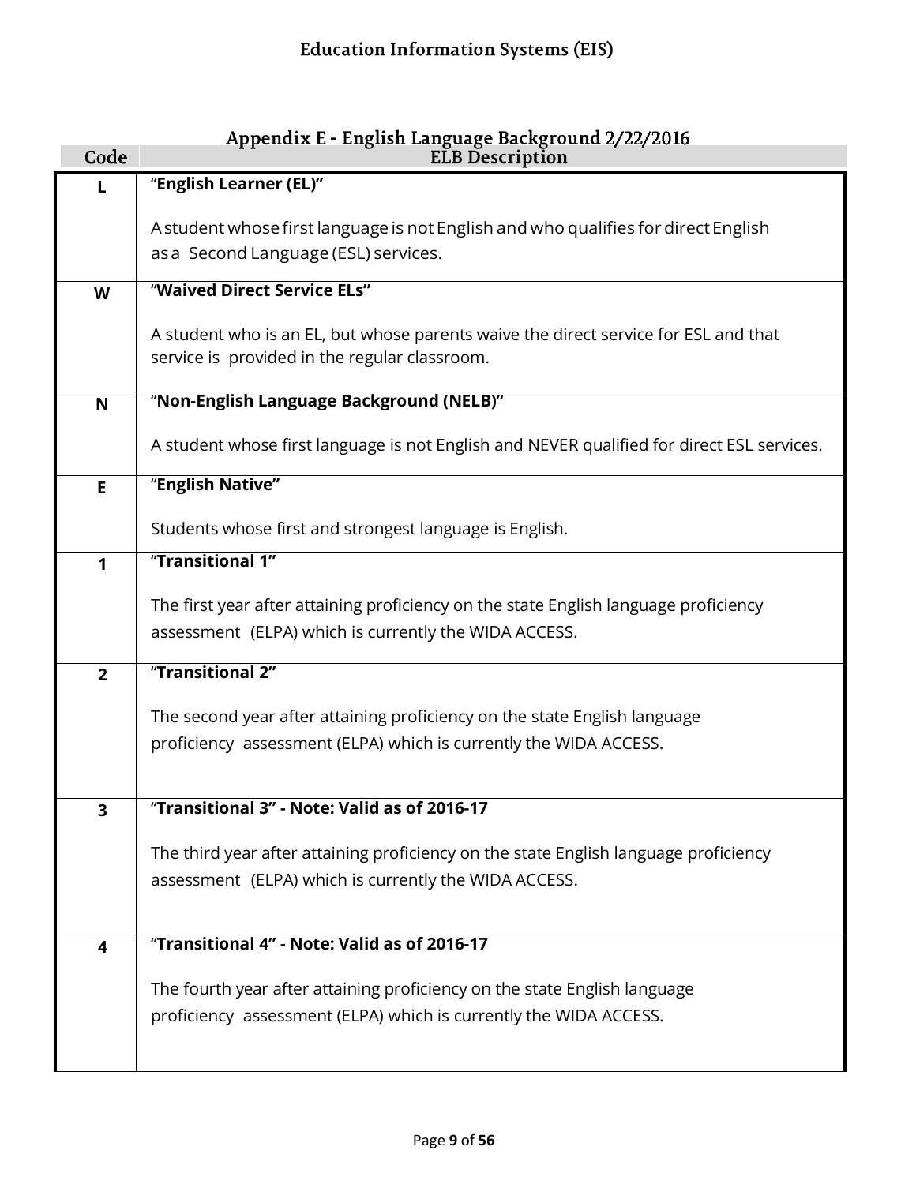# Education Information Systems (EIS)

## Appendix E - English Language Background 2/22/2016

| Code | ELB Description |
|---|---|
| **L** | “**English Learner (EL)”**<br><br>A student whose first language is not English and who qualifies for direct English as a Second Language (ESL) services. |
| **W** | “**Waived Direct Service ELs”**<br><br>A student who is an EL, but whose parents waive the direct service for ESL and that service is provided in the regular classroom. |
| **N** | “**Non-English Language Background (NELB)”**<br><br>A student whose first language is not English and NEVER qualified for direct ESL services. |
| **E** | “**English Native”**<br><br>Students whose first and strongest language is English. |
| **1** | “**Transitional 1”**<br><br>The first year after attaining proficiency on the state English language proficiency assessment (ELPA) which is currently the WIDA ACCESS. |
| **2** | “**Transitional 2”**<br><br>The second year after attaining proficiency on the state English language proficiency assessment (ELPA) which is currently the WIDA ACCESS. |
| **3** | “**Transitional 3” - Note: Valid as of 2016-17**<br><br>The third year after attaining proficiency on the state English language proficiency assessment (ELPA) which is currently the WIDA ACCESS. |
| **4** | “**Transitional 4” - Note: Valid as of 2016-17**<br><br>The fourth year after attaining proficiency on the state English language proficiency assessment (ELPA) which is currently the WIDA ACCESS. |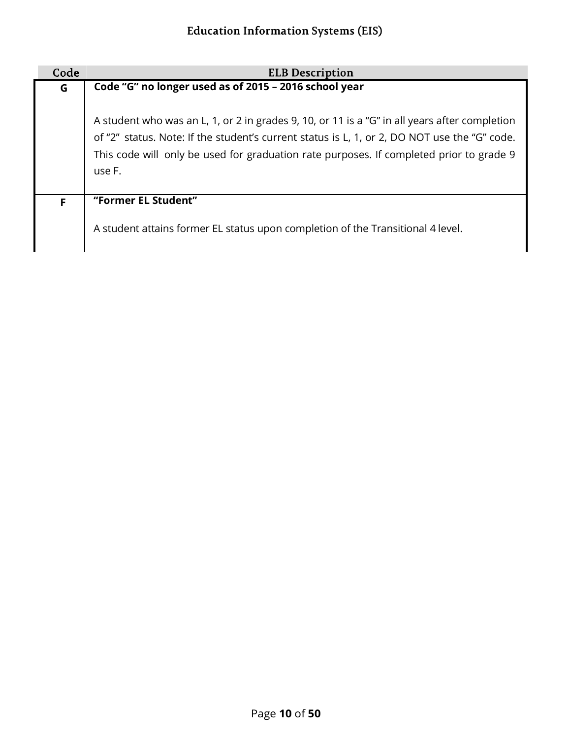| Code | ELB Description |
| --- | --- |
| **G** | **Code "G" no longer used as of 2015 – 2016 school year**<br><br>A student who was an L, 1, or 2 in grades 9, 10, or 11 is a "G" in all years after completion of "2" status. Note: If the student's current status is L, 1, or 2, DO NOT use the "G" code. This code will only be used for graduation rate purposes. If completed prior to grade 9 use F. |
| **F** | **"Former EL Student"**<br><br>A student attains former EL status upon completion of the Transitional 4 level. |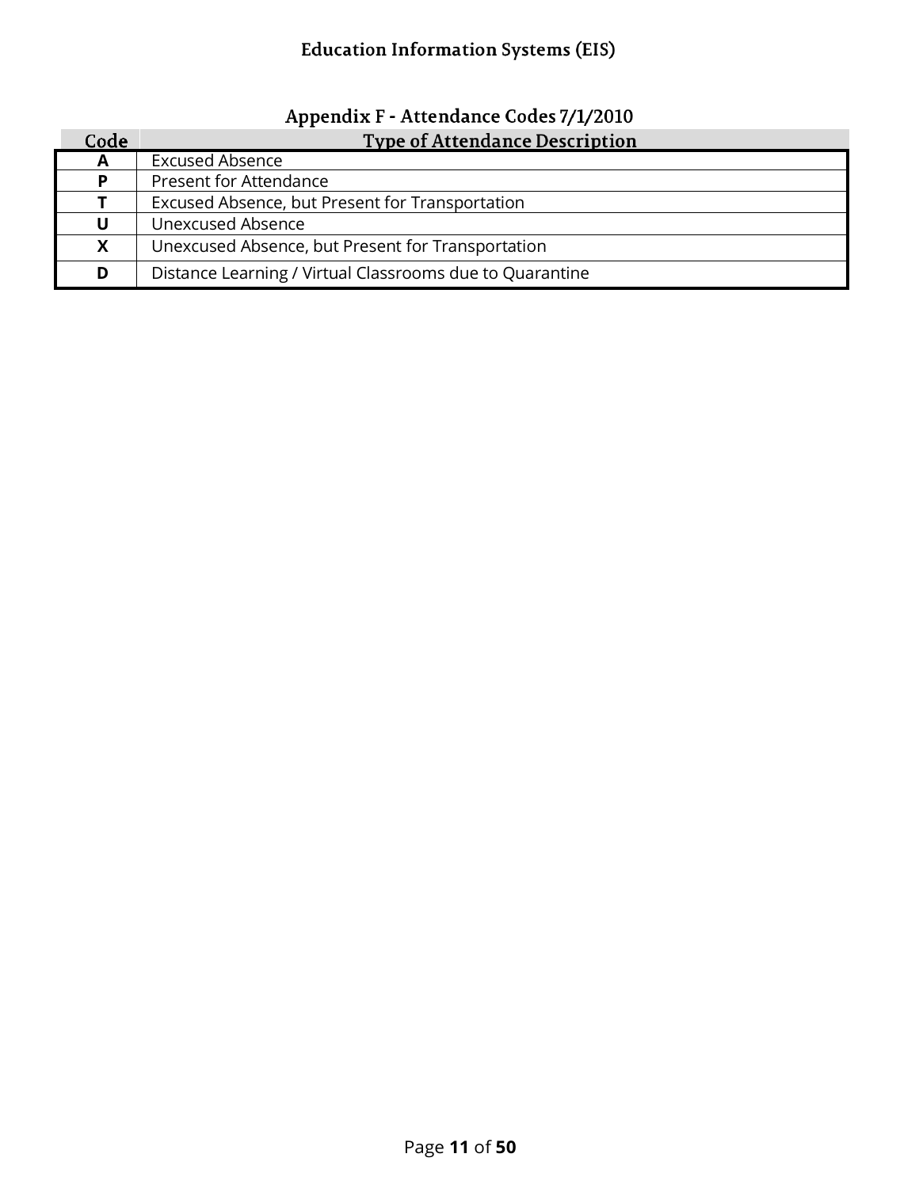## Appendix F - Attendance Codes 7/1/2010

| Code | Type of Attendance Description |
|---|---|
| **A** | Excused Absence |
| **P** | Present for Attendance |
| **T** | Excused Absence, but Present for Transportation |
| **U** | Unexcused Absence |
| **X** | Unexcused Absence, but Present for Transportation |
| **D** | Distance Learning / Virtual Classrooms due to Quarantine |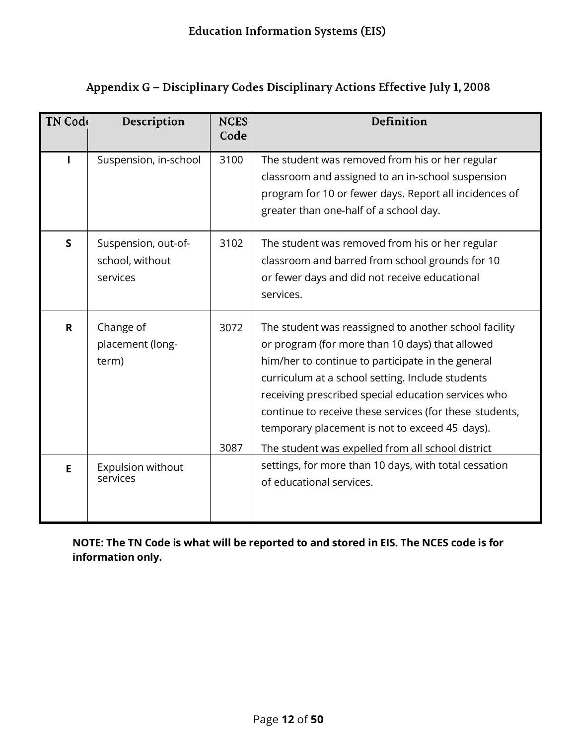## Appendix G – Disciplinary Codes Disciplinary Actions Effective July 1, 2008

| TN Code | Description | NCES Code | Definition |
|---|---|---|---|
| **I** | Suspension, in-school | 3100 | The student was removed from his or her regular classroom and assigned to an in-school suspension program for 10 or fewer days. Report all incidences of greater than one-half of a school day. |
| **S** | Suspension, out-of-school, without services | 3102 | The student was removed from his or her regular classroom and barred from school grounds for 10 or fewer days and did not receive educational services. |
| **R** | Change of placement (long-term) | 3072 | The student was reassigned to another school facility or program (for more than 10 days) that allowed him/her to continue to participate in the general curriculum at a school setting. Include students receiving prescribed special education services who continue to receive these services (for these students, temporary placement is not to exceed 45 days). |
| **E** | Expulsion without services | 3087 | The student was expelled from all school district settings, for more than 10 days, with total cessation of educational services. |

**NOTE: The TN Code is what will be reported to and stored in EIS. The NCES code is for information only.**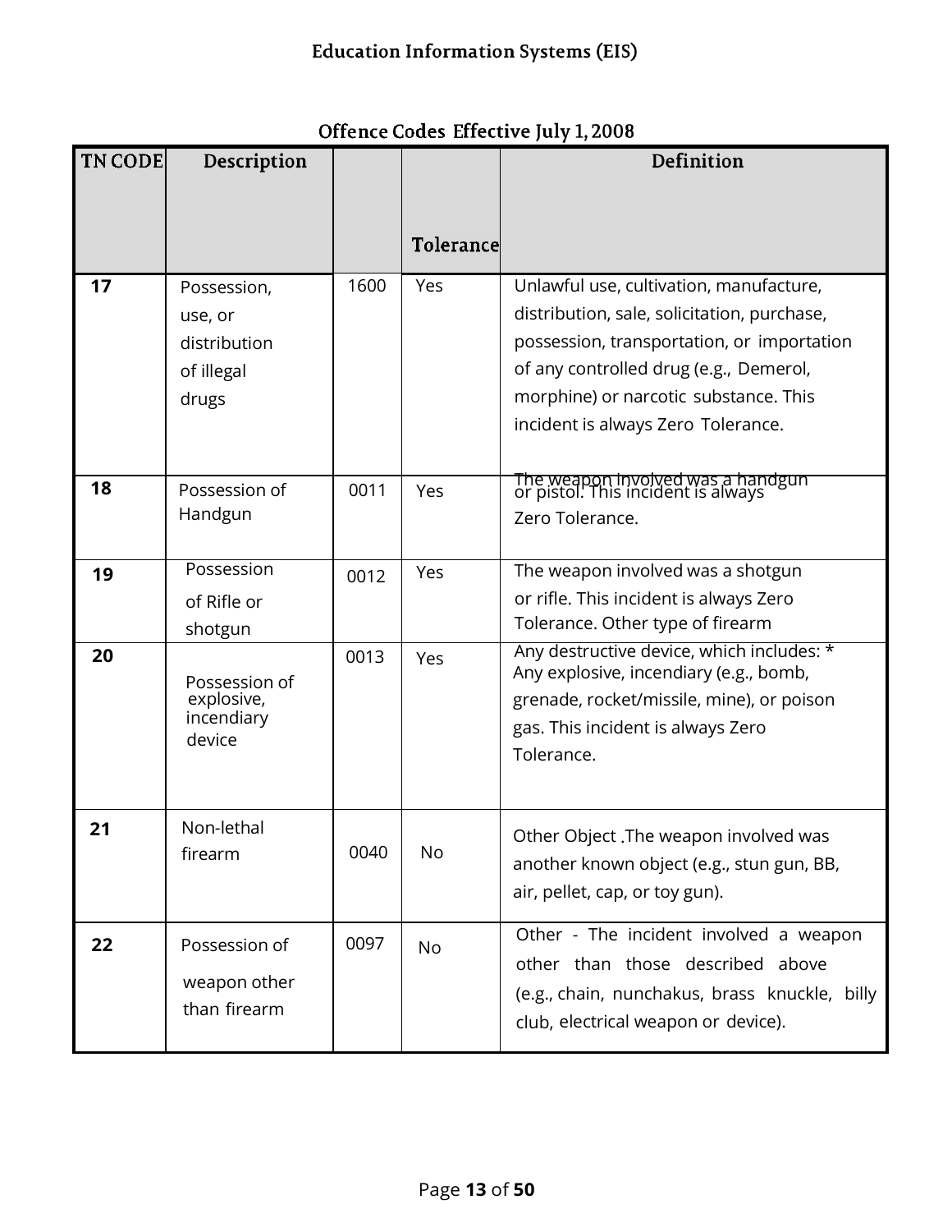## Education Information Systems (EIS)

### Offence Codes Effective July 1, 2008

| TN CODE | Description | | Tolerance | Definition |
|---|---|---|---|---|
| 17 | Possession, use, or distribution of illegal drugs | 1600 | Yes | Unlawful use, cultivation, manufacture, distribution, sale, solicitation, purchase, possession, transportation, or importation of any controlled drug (e.g., Demerol, morphine) or narcotic substance. This incident is always Zero Tolerance. |
| 18 | Possession of Handgun | 0011 | Yes | The weapon involved was a handgun or pistol. This incident is always Zero Tolerance. |
| 19 | Possession of Rifle or shotgun | 0012 | Yes | The weapon involved was a shotgun or rifle. This incident is always Zero Tolerance. Other type of firearm |
| 20 | Possession of explosive, incendiary device | 0013 | Yes | Any destructive device, which includes: * Any explosive, incendiary (e.g., bomb, grenade, rocket/missile, mine), or poison gas. This incident is always Zero Tolerance. |
| 21 | Non-lethal firearm | 0040 | No | Other Object .The weapon involved was another known object (e.g., stun gun, BB, air, pellet, cap, or toy gun). |
| 22 | Possession of weapon other than firearm | 0097 | No | Other - The incident involved a weapon other than those described above (e.g., chain, nunchakus, brass knuckle, billy club, electrical weapon or device). |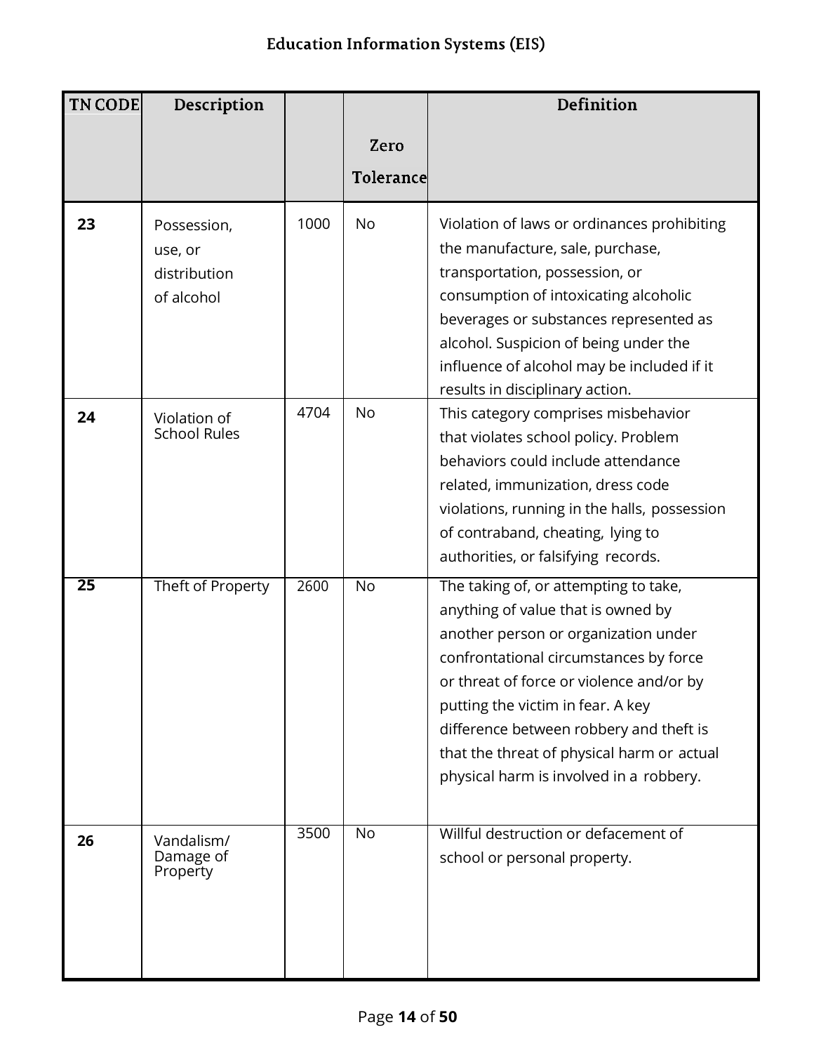| TN CODE | Description | | Zero Tolerance | Definition |
|---|---|---|---|---|
| **23** | Possession, use, or distribution of alcohol | 1000 | No | Violation of laws or ordinances prohibiting the manufacture, sale, purchase, transportation, possession, or consumption of intoxicating alcoholic beverages or substances represented as alcohol. Suspicion of being under the influence of alcohol may be included if it results in disciplinary action. |
| **24** | Violation of School Rules | 4704 | No | This category comprises misbehavior that violates school policy. Problem behaviors could include attendance related, immunization, dress code violations, running in the halls, possession of contraband, cheating, lying to authorities, or falsifying records. |
| **25** | Theft of Property | 2600 | No | The taking of, or attempting to take, anything of value that is owned by another person or organization under confrontational circumstances by force or threat of force or violence and/or by putting the victim in fear. A key difference between robbery and theft is that the threat of physical harm or actual physical harm is involved in a robbery. |
| **26** | Vandalism/ Damage of Property | 3500 | No | Willful destruction or defacement of school or personal property. |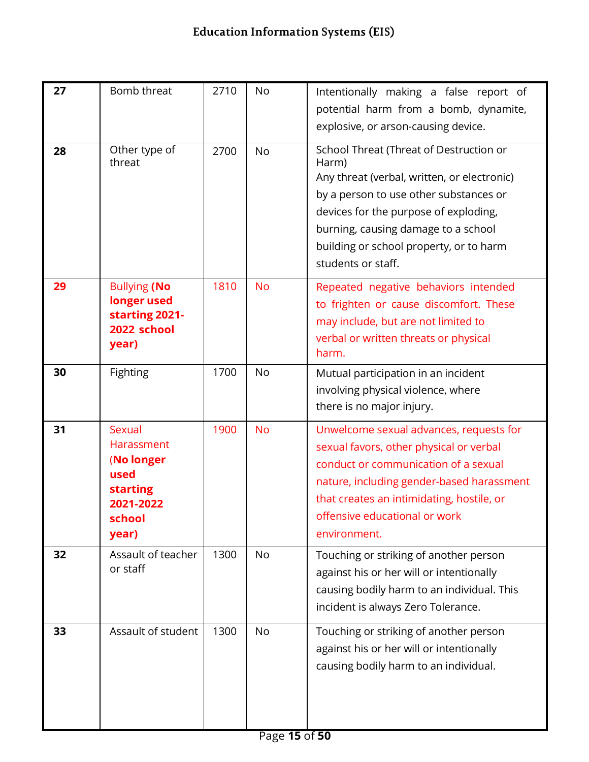| 27 | Bomb threat | 2710 | No | Intentionally making a false report of potential harm from a bomb, dynamite, explosive, or arson-causing device. |
|---|---|---|---|---|
| 28 | Other type of threat | 2700 | No | School Threat (Threat of Destruction or Harm)<br>Any threat (verbal, written, or electronic) by a person to use other substances or devices for the purpose of exploding, burning, causing damage to a school building or school property, or to harm students or staff. |
| 29 | Bullying **(No longer used starting 2021-2022 school year)** | 1810 | No | Repeated negative behaviors intended to frighten or cause discomfort. These may include, but are not limited to verbal or written threats or physical harm. |
| 30 | Fighting | 1700 | No | Mutual participation in an incident involving physical violence, where there is no major injury. |
| 31 | Sexual Harassment (**No longer used starting 2021-2022 school year)** | 1900 | No | Unwelcome sexual advances, requests for sexual favors, other physical or verbal conduct or communication of a sexual nature, including gender-based harassment that creates an intimidating, hostile, or offensive educational or work environment. |
| 32 | Assault of teacher or staff | 1300 | No | Touching or striking of another person against his or her will or intentionally causing bodily harm to an individual. This incident is always Zero Tolerance. |
| 33 | Assault of student | 1300 | No | Touching or striking of another person against his or her will or intentionally causing bodily harm to an individual. |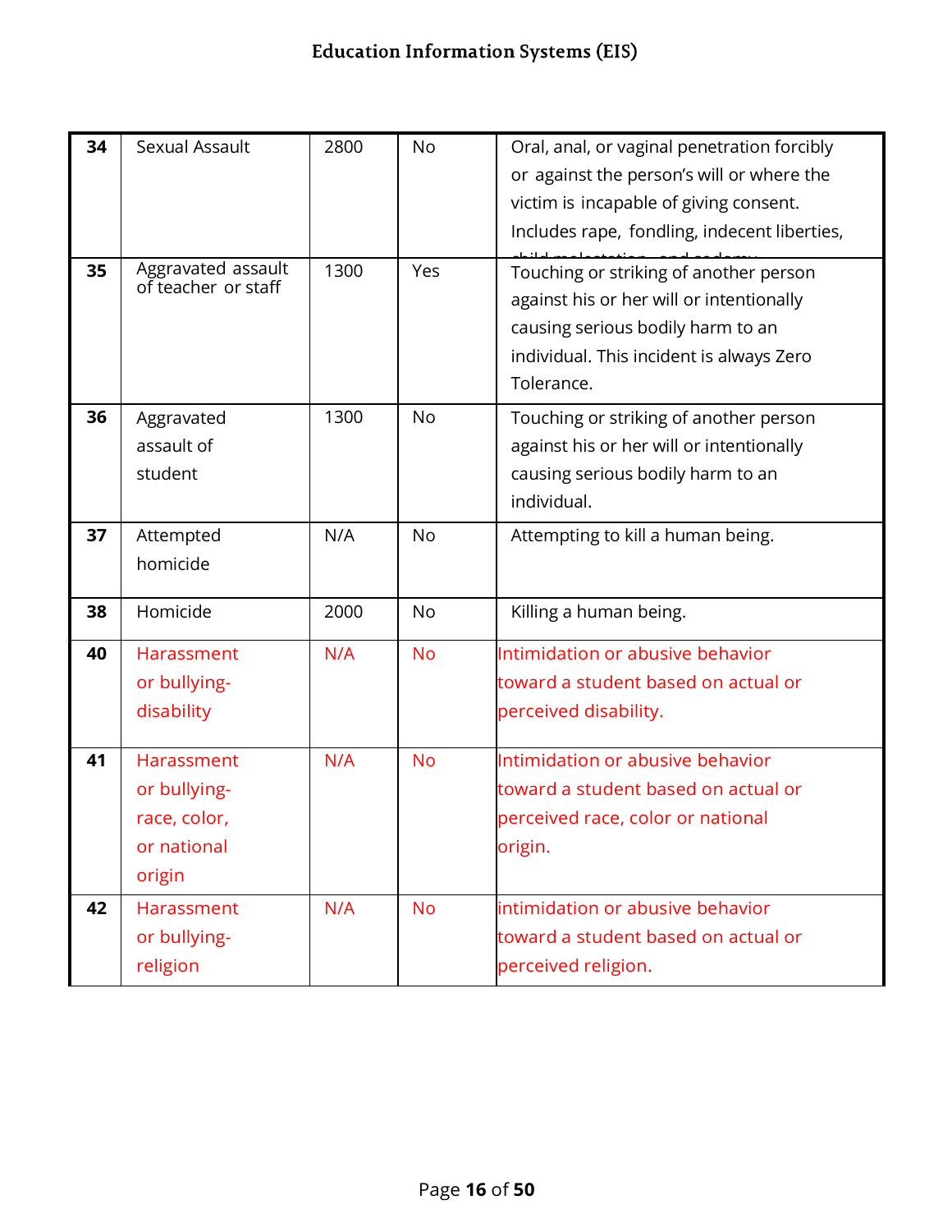| 34 | Sexual Assault | 2800 | No | Oral, anal, or vaginal penetration forcibly or against the person's will or where the victim is incapable of giving consent. Includes rape, fondling, indecent liberties, child molestation, and sodomy. |
|---|---|---|---|---|
| 35 | Aggravated assault of teacher or staff | 1300 | Yes | Touching or striking of another person against his or her will or intentionally causing serious bodily harm to an individual. This incident is always Zero Tolerance. |
| 36 | Aggravated assault of student | 1300 | No | Touching or striking of another person against his or her will or intentionally causing serious bodily harm to an individual. |
| 37 | Attempted homicide | N/A | No | Attempting to kill a human being. |
| 38 | Homicide | 2000 | No | Killing a human being. |
| 40 | Harassment or bullying-disability | N/A | No | Intimidation or abusive behavior toward a student based on actual or perceived disability. |
| 41 | Harassment or bullying-race, color, or national origin | N/A | No | Intimidation or abusive behavior toward a student based on actual or perceived race, color or national origin. |
| 42 | Harassment or bullying-religion | N/A | No | intimidation or abusive behavior toward a student based on actual or perceived religion. |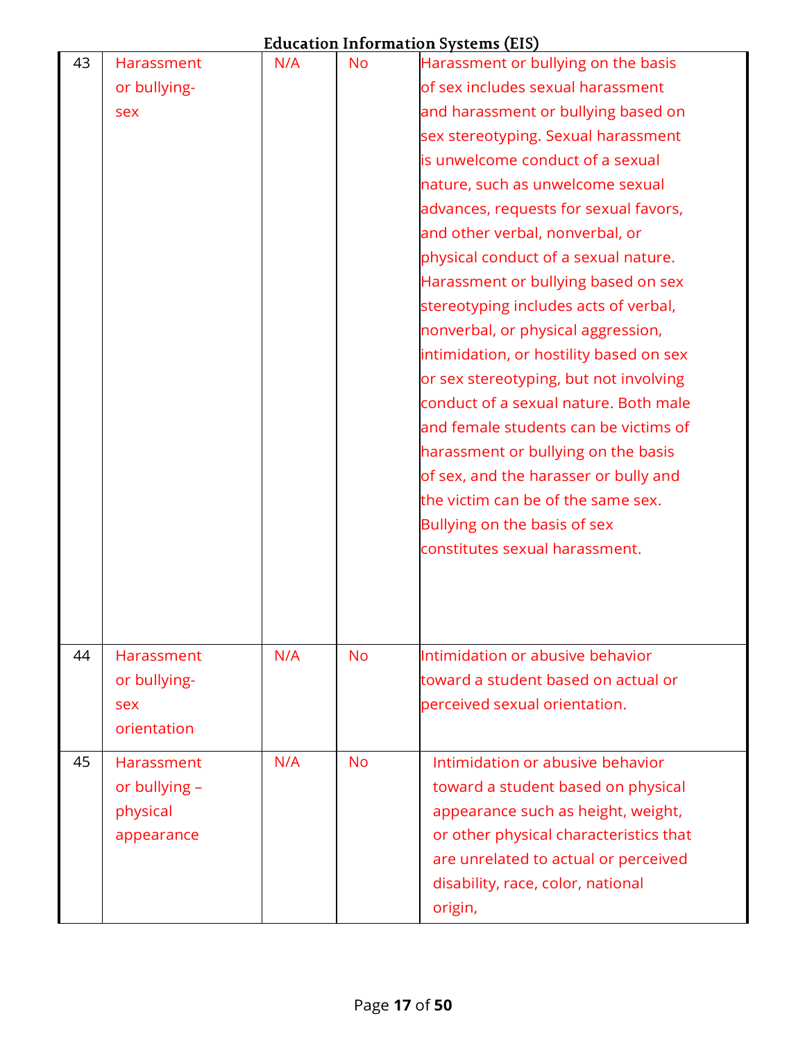| 43 | Harassment or bullying- sex | N/A | No | Harassment or bullying on the basis of sex includes sexual harassment and harassment or bullying based on sex stereotyping. Sexual harassment is unwelcome conduct of a sexual nature, such as unwelcome sexual advances, requests for sexual favors, and other verbal, nonverbal, or physical conduct of a sexual nature. Harassment or bullying based on sex stereotyping includes acts of verbal, nonverbal, or physical aggression, intimidation, or hostility based on sex or sex stereotyping, but not involving conduct of a sexual nature. Both male and female students can be victims of harassment or bullying on the basis of sex, and the harasser or bully and the victim can be of the same sex. Bullying on the basis of sex constitutes sexual harassment. |
|---|---|---|---|---|
| 44 | Harassment or bullying- sex orientation | N/A | No | Intimidation or abusive behavior toward a student based on actual or perceived sexual orientation. |
| 45 | Harassment or bullying – physical appearance | N/A | No | Intimidation or abusive behavior toward a student based on physical appearance such as height, weight, or other physical characteristics that are unrelated to actual or perceived disability, race, color, national origin, |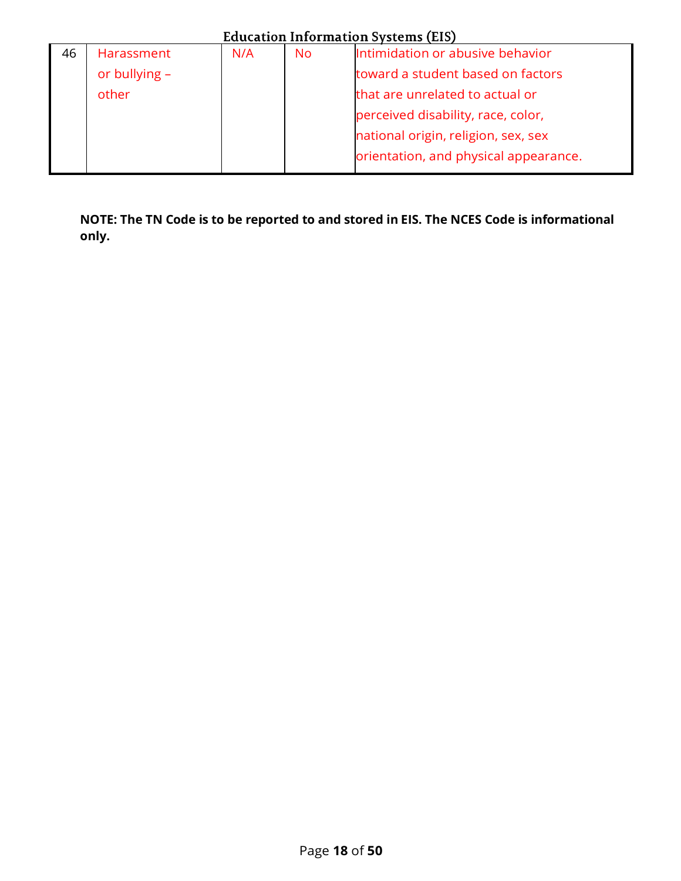| 46 | Harassment or bullying – other | N/A | No | Intimidation or abusive behavior toward a student based on factors that are unrelated to actual or perceived disability, race, color, national origin, religion, sex, sex orientation, and physical appearance. |
|---|---|---|---|---|

**NOTE: The TN Code is to be reported to and stored in EIS. The NCES Code is informational only.**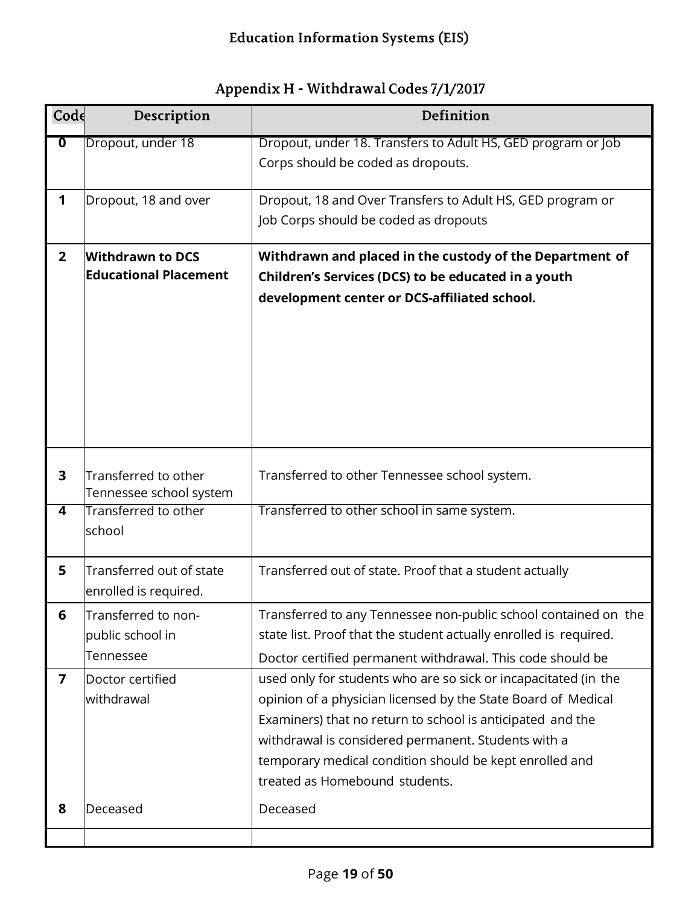## Education Information Systems (EIS)

### Appendix H - Withdrawal Codes 7/1/2017

| Code | Description | Definition |
|---|---|---|
| 0 | Dropout, under 18 | Dropout, under 18. Transfers to Adult HS, GED program or Job Corps should be coded as dropouts. |
| 1 | Dropout, 18 and over | Dropout, 18 and Over Transfers to Adult HS, GED program or Job Corps should be coded as dropouts |
| 2 | **Withdrawn to DCS Educational Placement** | **Withdrawn and placed in the custody of the Department of Children's Services (DCS) to be educated in a youth development center or DCS-affiliated school.** |
| 3 | Transferred to other Tennessee school system | Transferred to other Tennessee school system. |
| 4 | Transferred to other school | Transferred to other school in same system. |
| 5 | Transferred out of state enrolled is required. | Transferred out of state. Proof that a student actually |
| 6 | Transferred to non-public school in Tennessee | Transferred to any Tennessee non-public school contained on the state list. Proof that the student actually enrolled is required. |
| 7 | Doctor certified withdrawal | Doctor certified permanent withdrawal. This code should be used only for students who are so sick or incapacitated (in the opinion of a physician licensed by the State Board of Medical Examiners) that no return to school is anticipated and the withdrawal is considered permanent. Students with a temporary medical condition should be kept enrolled and treated as Homebound students. |
| 8 | Deceased | Deceased |
| | | |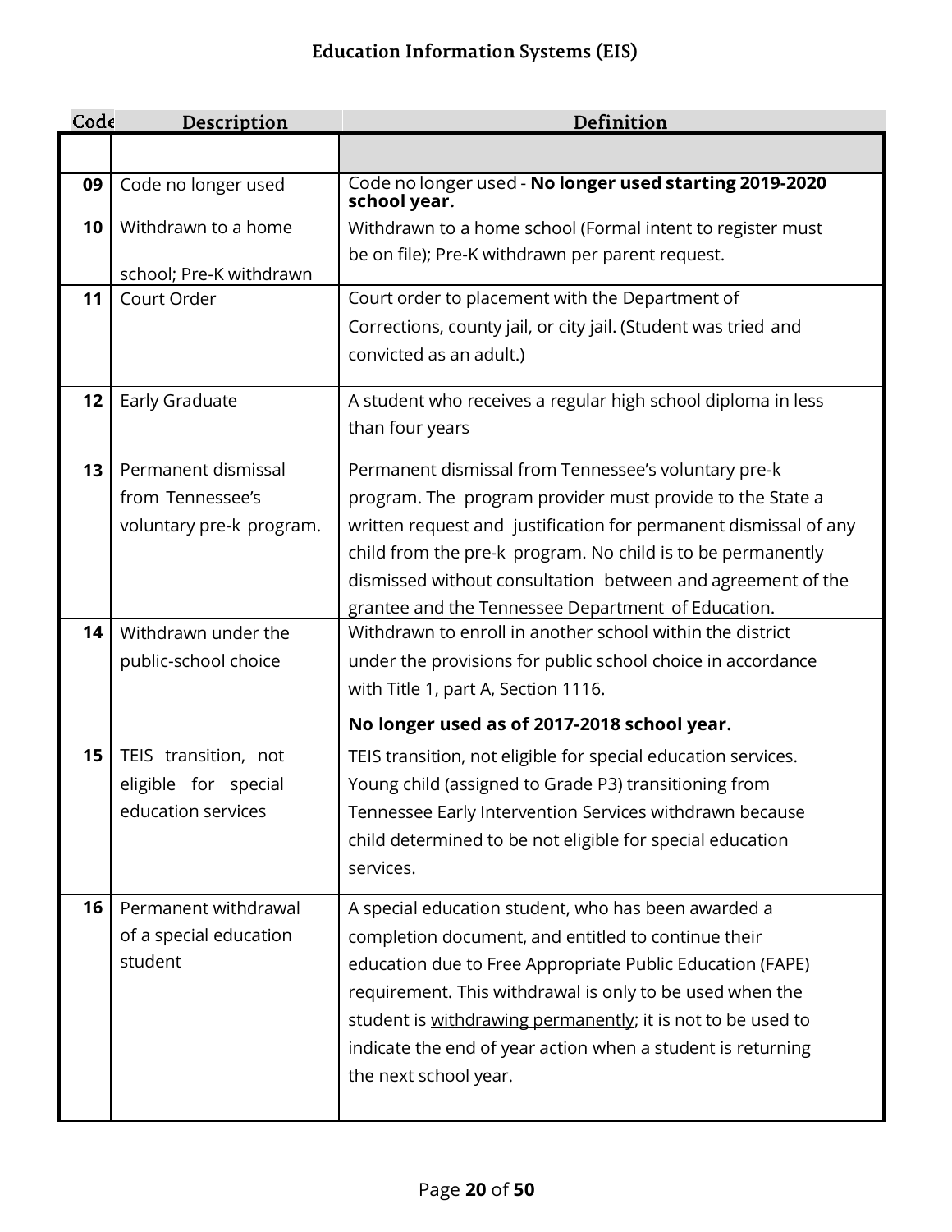| Code | Description | Definition |
|---|---|---|
| | | |
| **09** | Code no longer used | Code no longer used - **No longer used starting 2019-2020 school year.** |
| **10** | Withdrawn to a home school; Pre-K withdrawn | Withdrawn to a home school (Formal intent to register must be on file); Pre-K withdrawn per parent request. |
| **11** | Court Order | Court order to placement with the Department of Corrections, county jail, or city jail. (Student was tried and convicted as an adult.) |
| **12** | Early Graduate | A student who receives a regular high school diploma in less than four years |
| **13** | Permanent dismissal from Tennessee's voluntary pre-k program. | Permanent dismissal from Tennessee's voluntary pre-k program. The program provider must provide to the State a written request and justification for permanent dismissal of any child from the pre-k program. No child is to be permanently dismissed without consultation between and agreement of the grantee and the Tennessee Department of Education. |
| **14** | Withdrawn under the public-school choice | Withdrawn to enroll in another school within the district under the provisions for public school choice in accordance with Title 1, part A, Section 1116. **No longer used as of 2017-2018 school year.** |
| **15** | TEIS transition, not eligible for special education services | TEIS transition, not eligible for special education services. Young child (assigned to Grade P3) transitioning from Tennessee Early Intervention Services withdrawn because child determined to be not eligible for special education services. |
| **16** | Permanent withdrawal of a special education student | A special education student, who has been awarded a completion document, and entitled to continue their education due to Free Appropriate Public Education (FAPE) requirement. This withdrawal is only to be used when the student is withdrawing permanently; it is not to be used to indicate the end of year action when a student is returning the next school year. |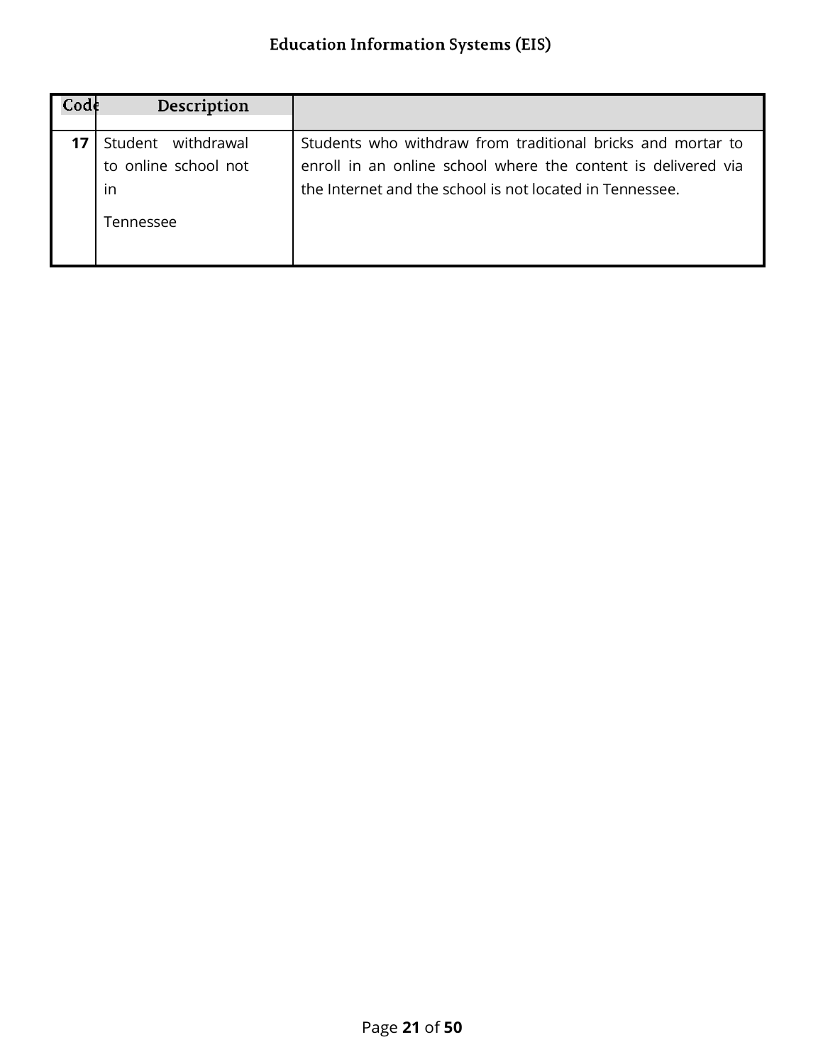| Code | Description | |
|---|---|---|
| **17** | Student withdrawal to online school not in Tennessee | Students who withdraw from traditional bricks and mortar to enroll in an online school where the content is delivered via the Internet and the school is not located in Tennessee. |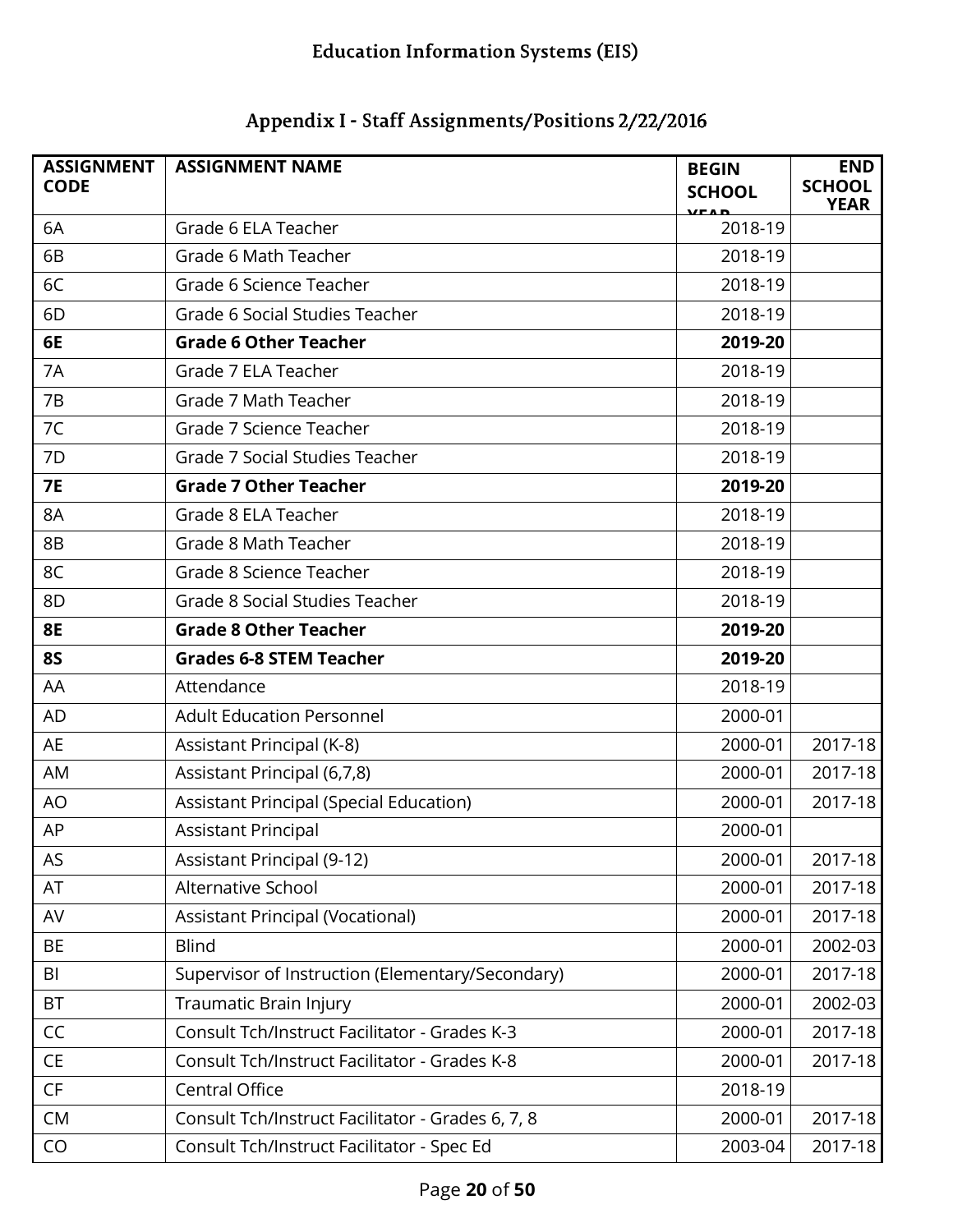## Education Information Systems (EIS)

## Appendix I - Staff Assignments/Positions 2/22/2016

| ASSIGNMENT CODE | ASSIGNMENT NAME | BEGIN SCHOOL YEAR | END SCHOOL YEAR |
|---|---|---|---|
| 6A | Grade 6 ELA Teacher | 2018-19 | |
| 6B | Grade 6 Math Teacher | 2018-19 | |
| 6C | Grade 6 Science Teacher | 2018-19 | |
| 6D | Grade 6 Social Studies Teacher | 2018-19 | |
| **6E** | **Grade 6 Other Teacher** | **2019-20** | |
| 7A | Grade 7 ELA Teacher | 2018-19 | |
| 7B | Grade 7 Math Teacher | 2018-19 | |
| 7C | Grade 7 Science Teacher | 2018-19 | |
| 7D | Grade 7 Social Studies Teacher | 2018-19 | |
| **7E** | **Grade 7 Other Teacher** | **2019-20** | |
| 8A | Grade 8 ELA Teacher | 2018-19 | |
| 8B | Grade 8 Math Teacher | 2018-19 | |
| 8C | Grade 8 Science Teacher | 2018-19 | |
| 8D | Grade 8 Social Studies Teacher | 2018-19 | |
| **8E** | **Grade 8 Other Teacher** | **2019-20** | |
| **8S** | **Grades 6-8 STEM Teacher** | **2019-20** | |
| AA | Attendance | 2018-19 | |
| AD | Adult Education Personnel | 2000-01 | |
| AE | Assistant Principal (K-8) | 2000-01 | 2017-18 |
| AM | Assistant Principal (6,7,8) | 2000-01 | 2017-18 |
| AO | Assistant Principal (Special Education) | 2000-01 | 2017-18 |
| AP | Assistant Principal | 2000-01 | |
| AS | Assistant Principal (9-12) | 2000-01 | 2017-18 |
| AT | Alternative School | 2000-01 | 2017-18 |
| AV | Assistant Principal (Vocational) | 2000-01 | 2017-18 |
| BE | Blind | 2000-01 | 2002-03 |
| BI | Supervisor of Instruction (Elementary/Secondary) | 2000-01 | 2017-18 |
| BT | Traumatic Brain Injury | 2000-01 | 2002-03 |
| CC | Consult Tch/Instruct Facilitator - Grades K-3 | 2000-01 | 2017-18 |
| CE | Consult Tch/Instruct Facilitator - Grades K-8 | 2000-01 | 2017-18 |
| CF | Central Office | 2018-19 | |
| CM | Consult Tch/Instruct Facilitator - Grades 6, 7, 8 | 2000-01 | 2017-18 |
| CO | Consult Tch/Instruct Facilitator - Spec Ed | 2003-04 | 2017-18 |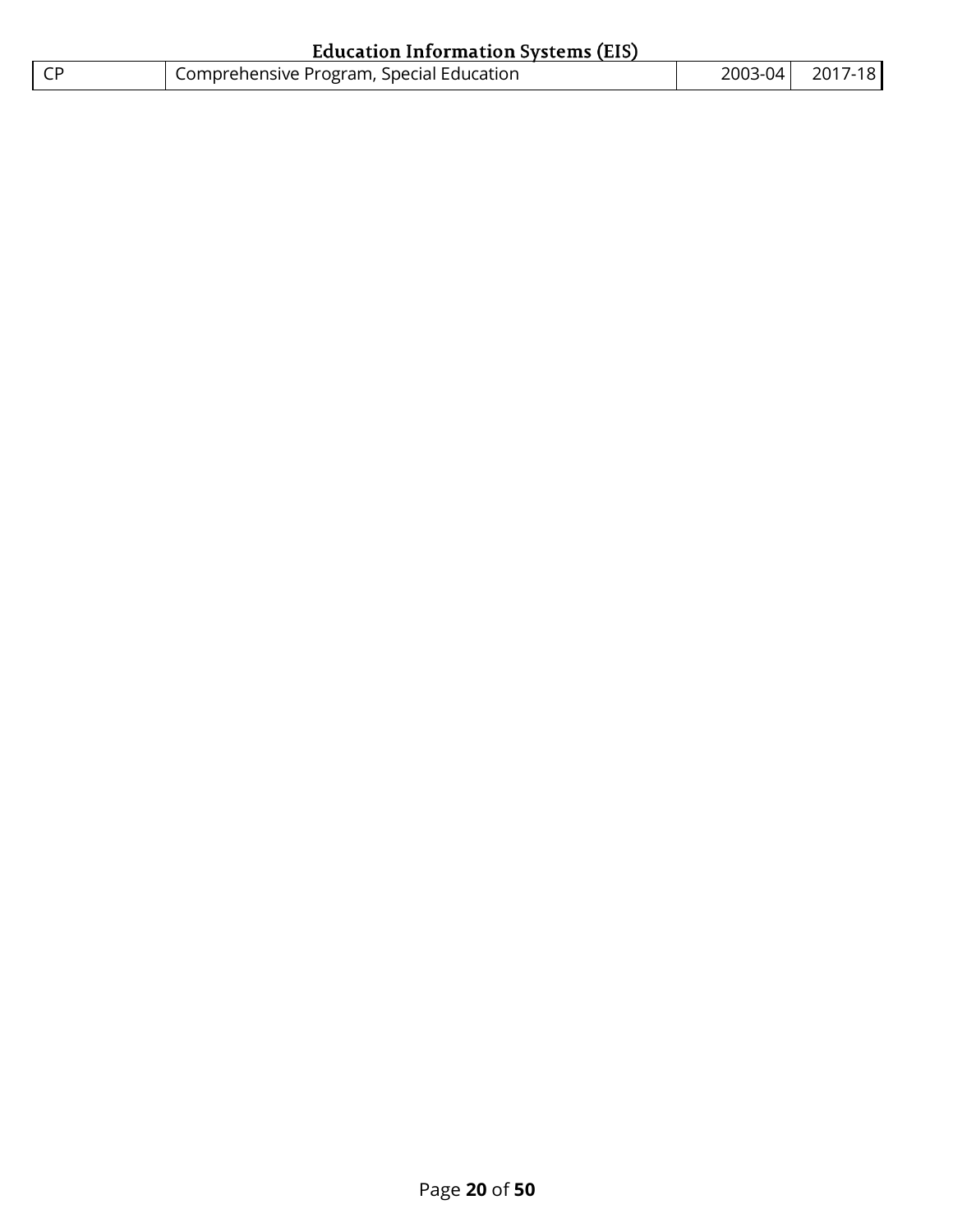## Education Information Systems (EIS)

| | | | |
|---|---|---|---|
| CP | Comprehensive Program, Special Education | 2003-04 | 2017-18 |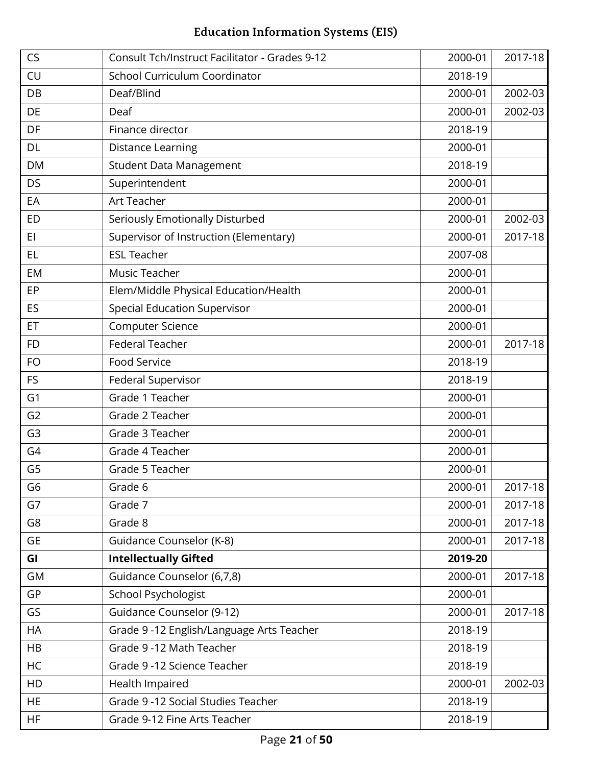| CS | Consult Tch/Instruct Facilitator - Grades 9-12 | 2000-01 | 2017-18 |
|---|---|---|---|
| CU | School Curriculum Coordinator | 2018-19 | |
| DB | Deaf/Blind | 2000-01 | 2002-03 |
| DE | Deaf | 2000-01 | 2002-03 |
| DF | Finance director | 2018-19 | |
| DL | Distance Learning | 2000-01 | |
| DM | Student Data Management | 2018-19 | |
| DS | Superintendent | 2000-01 | |
| EA | Art Teacher | 2000-01 | |
| ED | Seriously Emotionally Disturbed | 2000-01 | 2002-03 |
| EI | Supervisor of Instruction (Elementary) | 2000-01 | 2017-18 |
| EL | ESL Teacher | 2007-08 | |
| EM | Music Teacher | 2000-01 | |
| EP | Elem/Middle Physical Education/Health | 2000-01 | |
| ES | Special Education Supervisor | 2000-01 | |
| ET | Computer Science | 2000-01 | |
| FD | Federal Teacher | 2000-01 | 2017-18 |
| FO | Food Service | 2018-19 | |
| FS | Federal Supervisor | 2018-19 | |
| G1 | Grade 1 Teacher | 2000-01 | |
| G2 | Grade 2 Teacher | 2000-01 | |
| G3 | Grade 3 Teacher | 2000-01 | |
| G4 | Grade 4 Teacher | 2000-01 | |
| G5 | Grade 5 Teacher | 2000-01 | |
| G6 | Grade 6 | 2000-01 | 2017-18 |
| G7 | Grade 7 | 2000-01 | 2017-18 |
| G8 | Grade 8 | 2000-01 | 2017-18 |
| GE | Guidance Counselor (K-8) | 2000-01 | 2017-18 |
| **GI** | **Intellectually Gifted** | **2019-20** | |
| GM | Guidance Counselor (6,7,8) | 2000-01 | 2017-18 |
| GP | School Psychologist | 2000-01 | |
| GS | Guidance Counselor (9-12) | 2000-01 | 2017-18 |
| HA | Grade 9 -12 English/Language Arts Teacher | 2018-19 | |
| HB | Grade 9 -12 Math Teacher | 2018-19 | |
| HC | Grade 9 -12 Science Teacher | 2018-19 | |
| HD | Health Impaired | 2000-01 | 2002-03 |
| HE | Grade 9 -12 Social Studies Teacher | 2018-19 | |
| HF | Grade 9-12 Fine Arts Teacher | 2018-19 | |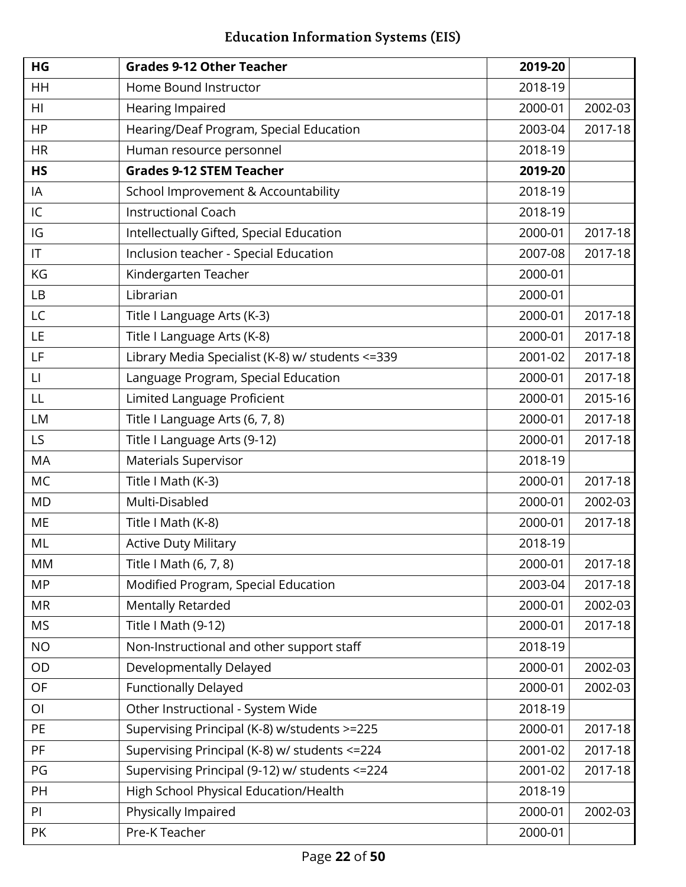| | | | |
|---|---|---|---|
| **HG** | **Grades 9-12 Other Teacher** | **2019-20** | |
| HH | Home Bound Instructor | 2018-19 | |
| HI | Hearing Impaired | 2000-01 | 2002-03 |
| HP | Hearing/Deaf Program, Special Education | 2003-04 | 2017-18 |
| HR | Human resource personnel | 2018-19 | |
| **HS** | **Grades 9-12 STEM Teacher** | **2019-20** | |
| IA | School Improvement & Accountability | 2018-19 | |
| IC | Instructional Coach | 2018-19 | |
| IG | Intellectually Gifted, Special Education | 2000-01 | 2017-18 |
| IT | Inclusion teacher - Special Education | 2007-08 | 2017-18 |
| KG | Kindergarten Teacher | 2000-01 | |
| LB | Librarian | 2000-01 | |
| LC | Title I Language Arts (K-3) | 2000-01 | 2017-18 |
| LE | Title I Language Arts (K-8) | 2000-01 | 2017-18 |
| LF | Library Media Specialist (K-8) w/ students <=339 | 2001-02 | 2017-18 |
| LI | Language Program, Special Education | 2000-01 | 2017-18 |
| LL | Limited Language Proficient | 2000-01 | 2015-16 |
| LM | Title I Language Arts (6, 7, 8) | 2000-01 | 2017-18 |
| LS | Title I Language Arts (9-12) | 2000-01 | 2017-18 |
| MA | Materials Supervisor | 2018-19 | |
| MC | Title I Math (K-3) | 2000-01 | 2017-18 |
| MD | Multi-Disabled | 2000-01 | 2002-03 |
| ME | Title I Math (K-8) | 2000-01 | 2017-18 |
| ML | Active Duty Military | 2018-19 | |
| MM | Title I Math (6, 7, 8) | 2000-01 | 2017-18 |
| MP | Modified Program, Special Education | 2003-04 | 2017-18 |
| MR | Mentally Retarded | 2000-01 | 2002-03 |
| MS | Title I Math (9-12) | 2000-01 | 2017-18 |
| NO | Non-Instructional and other support staff | 2018-19 | |
| OD | Developmentally Delayed | 2000-01 | 2002-03 |
| OF | Functionally Delayed | 2000-01 | 2002-03 |
| OI | Other Instructional - System Wide | 2018-19 | |
| PE | Supervising Principal (K-8) w/students >=225 | 2000-01 | 2017-18 |
| PF | Supervising Principal (K-8) w/ students <=224 | 2001-02 | 2017-18 |
| PG | Supervising Principal (9-12) w/ students <=224 | 2001-02 | 2017-18 |
| PH | High School Physical Education/Health | 2018-19 | |
| PI | Physically Impaired | 2000-01 | 2002-03 |
| PK | Pre-K Teacher | 2000-01 | |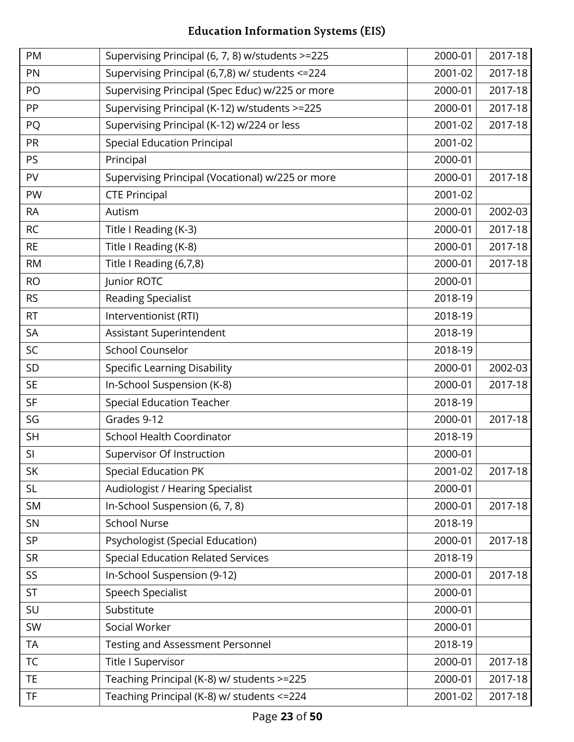| PM | Supervising Principal (6, 7, 8) w/students >=225 | 2000-01 | 2017-18 |
|---|---|---|---|
| PN | Supervising Principal (6,7,8) w/ students <=224 | 2001-02 | 2017-18 |
| PO | Supervising Principal (Spec Educ) w/225 or more | 2000-01 | 2017-18 |
| PP | Supervising Principal (K-12) w/students >=225 | 2000-01 | 2017-18 |
| PQ | Supervising Principal (K-12) w/224 or less | 2001-02 | 2017-18 |
| PR | Special Education Principal | 2001-02 | |
| PS | Principal | 2000-01 | |
| PV | Supervising Principal (Vocational) w/225 or more | 2000-01 | 2017-18 |
| PW | CTE Principal | 2001-02 | |
| RA | Autism | 2000-01 | 2002-03 |
| RC | Title I Reading (K-3) | 2000-01 | 2017-18 |
| RE | Title I Reading (K-8) | 2000-01 | 2017-18 |
| RM | Title I Reading (6,7,8) | 2000-01 | 2017-18 |
| RO | Junior ROTC | 2000-01 | |
| RS | Reading Specialist | 2018-19 | |
| RT | Interventionist (RTI) | 2018-19 | |
| SA | Assistant Superintendent | 2018-19 | |
| SC | School Counselor | 2018-19 | |
| SD | Specific Learning Disability | 2000-01 | 2002-03 |
| SE | In-School Suspension (K-8) | 2000-01 | 2017-18 |
| SF | Special Education Teacher | 2018-19 | |
| SG | Grades 9-12 | 2000-01 | 2017-18 |
| SH | School Health Coordinator | 2018-19 | |
| SI | Supervisor Of Instruction | 2000-01 | |
| SK | Special Education PK | 2001-02 | 2017-18 |
| SL | Audiologist / Hearing Specialist | 2000-01 | |
| SM | In-School Suspension (6, 7, 8) | 2000-01 | 2017-18 |
| SN | School Nurse | 2018-19 | |
| SP | Psychologist (Special Education) | 2000-01 | 2017-18 |
| SR | Special Education Related Services | 2018-19 | |
| SS | In-School Suspension (9-12) | 2000-01 | 2017-18 |
| ST | Speech Specialist | 2000-01 | |
| SU | Substitute | 2000-01 | |
| SW | Social Worker | 2000-01 | |
| TA | Testing and Assessment Personnel | 2018-19 | |
| TC | Title I Supervisor | 2000-01 | 2017-18 |
| TE | Teaching Principal (K-8) w/ students >=225 | 2000-01 | 2017-18 |
| TF | Teaching Principal (K-8) w/ students <=224 | 2001-02 | 2017-18 |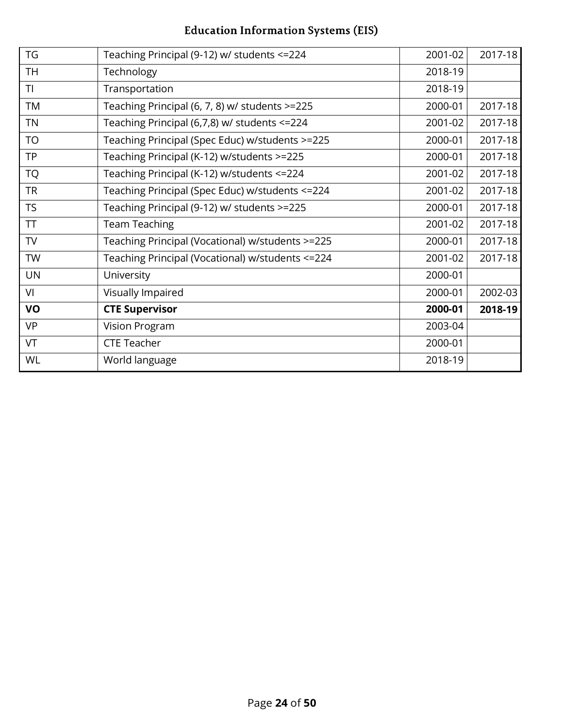| TG | Teaching Principal (9-12) w/ students <=224 | 2001-02 | 2017-18 |
|---|---|---|---|
| TH | Technology | 2018-19 | |
| TI | Transportation | 2018-19 | |
| TM | Teaching Principal (6, 7, 8) w/ students >=225 | 2000-01 | 2017-18 |
| TN | Teaching Principal (6,7,8) w/ students <=224 | 2001-02 | 2017-18 |
| TO | Teaching Principal (Spec Educ) w/students >=225 | 2000-01 | 2017-18 |
| TP | Teaching Principal (K-12) w/students >=225 | 2000-01 | 2017-18 |
| TQ | Teaching Principal (K-12) w/students <=224 | 2001-02 | 2017-18 |
| TR | Teaching Principal (Spec Educ) w/students <=224 | 2001-02 | 2017-18 |
| TS | Teaching Principal (9-12) w/ students >=225 | 2000-01 | 2017-18 |
| TT | Team Teaching | 2001-02 | 2017-18 |
| TV | Teaching Principal (Vocational) w/students >=225 | 2000-01 | 2017-18 |
| TW | Teaching Principal (Vocational) w/students <=224 | 2001-02 | 2017-18 |
| UN | University | 2000-01 | |
| VI | Visually Impaired | 2000-01 | 2002-03 |
| **VO** | **CTE Supervisor** | **2000-01** | **2018-19** |
| VP | Vision Program | 2003-04 | |
| VT | CTE Teacher | 2000-01 | |
| WL | World language | 2018-19 | |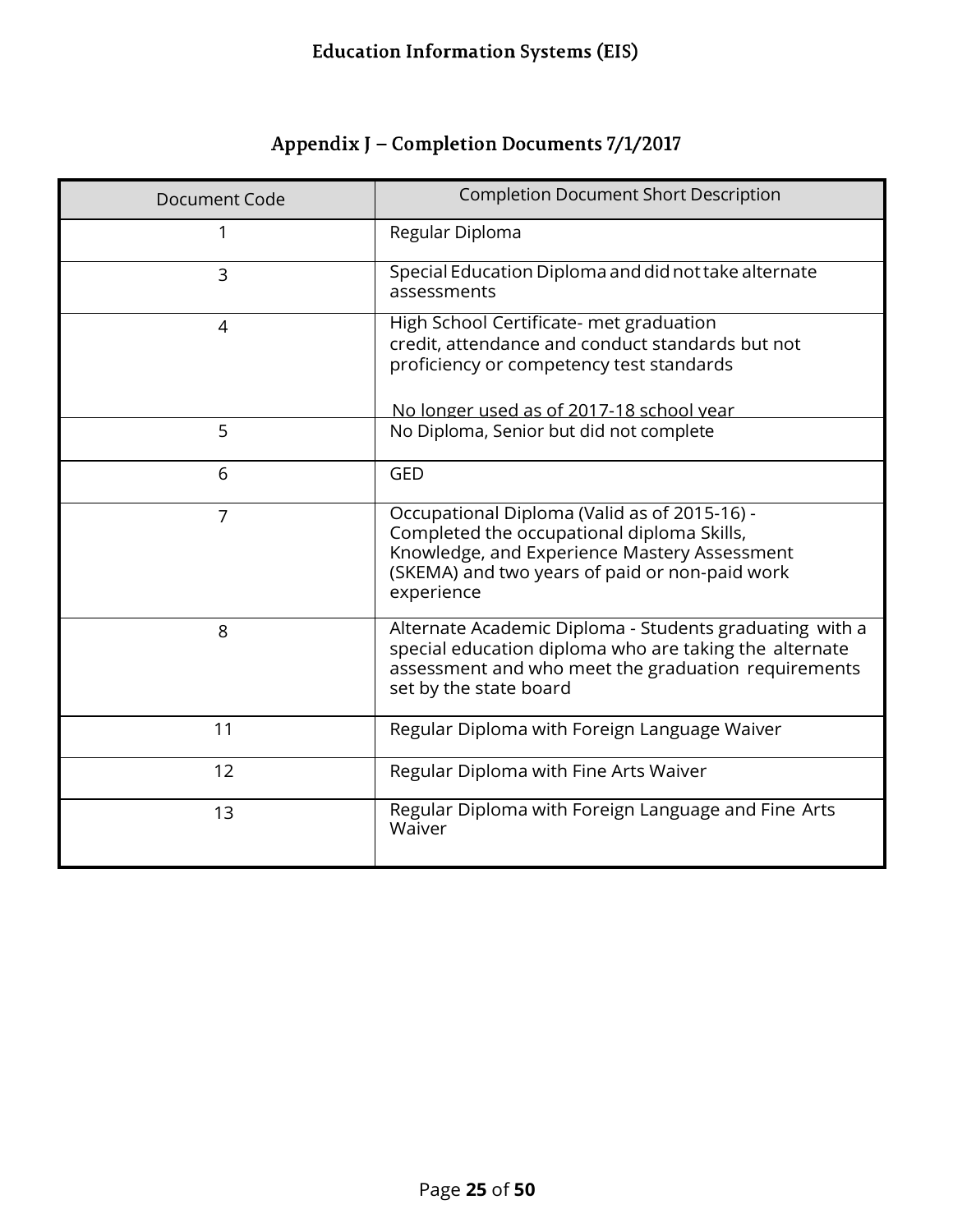## Appendix J – Completion Documents 7/1/2017

| Document Code | Completion Document Short Description |
|---|---|
| 1 | Regular Diploma |
| 3 | Special Education Diploma and did not take alternate assessments |
| 4 | High School Certificate- met graduation credit, attendance and conduct standards but not proficiency or competency test standards<br><br>No longer used as of 2017-18 school year |
| 5 | No Diploma, Senior but did not complete |
| 6 | GED |
| 7 | Occupational Diploma (Valid as of 2015-16) - Completed the occupational diploma Skills, Knowledge, and Experience Mastery Assessment (SKEMA) and two years of paid or non-paid work experience |
| 8 | Alternate Academic Diploma - Students graduating with a special education diploma who are taking the alternate assessment and who meet the graduation requirements set by the state board |
| 11 | Regular Diploma with Foreign Language Waiver |
| 12 | Regular Diploma with Fine Arts Waiver |
| 13 | Regular Diploma with Foreign Language and Fine Arts Waiver |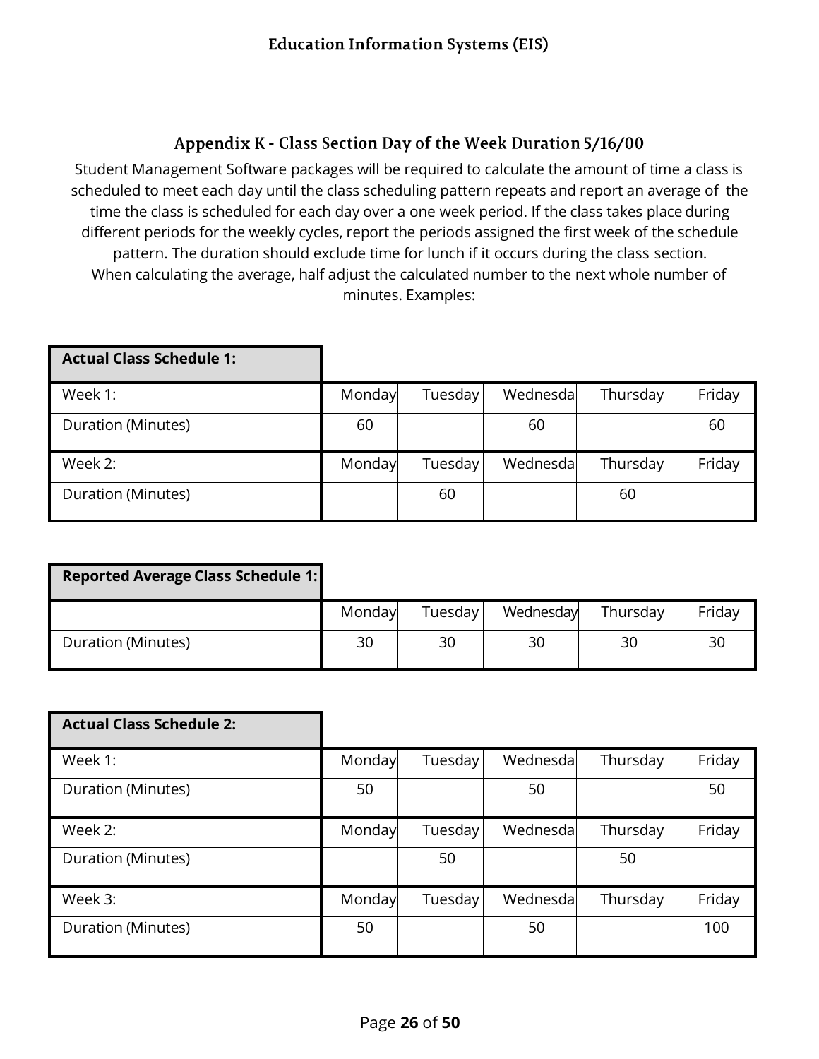## Appendix K - Class Section Day of the Week Duration 5/16/00

Student Management Software packages will be required to calculate the amount of time a class is scheduled to meet each day until the class scheduling pattern repeats and report an average of the time the class is scheduled for each day over a one week period. If the class takes place during different periods for the weekly cycles, report the periods assigned the first week of the schedule pattern. The duration should exclude time for lunch if it occurs during the class section. When calculating the average, half adjust the calculated number to the next whole number of minutes. Examples:

| **Actual Class Schedule 1:** | | | | | |
|---|---|---|---|---|---|
| Week 1: | Monday | Tuesday | Wednesda | Thursday | Friday |
| Duration (Minutes) | 60 | | 60 | | 60 |
| Week 2: | Monday | Tuesday | Wednesda | Thursday | Friday |
| Duration (Minutes) | | 60 | | 60 | |

| **Reported Average Class Schedule 1:** | | | | | |
|---|---|---|---|---|---|
| | Monday | Tuesday | Wednesday | Thursday | Friday |
| Duration (Minutes) | 30 | 30 | 30 | 30 | 30 |

| **Actual Class Schedule 2:** | | | | | |
|---|---|---|---|---|---|
| Week 1: | Monday | Tuesday | Wednesda | Thursday | Friday |
| Duration (Minutes) | 50 | | 50 | | 50 |
| Week 2: | Monday | Tuesday | Wednesda | Thursday | Friday |
| Duration (Minutes) | | 50 | | 50 | |
| Week 3: | Monday | Tuesday | Wednesda | Thursday | Friday |
| Duration (Minutes) | 50 | | 50 | | 100 |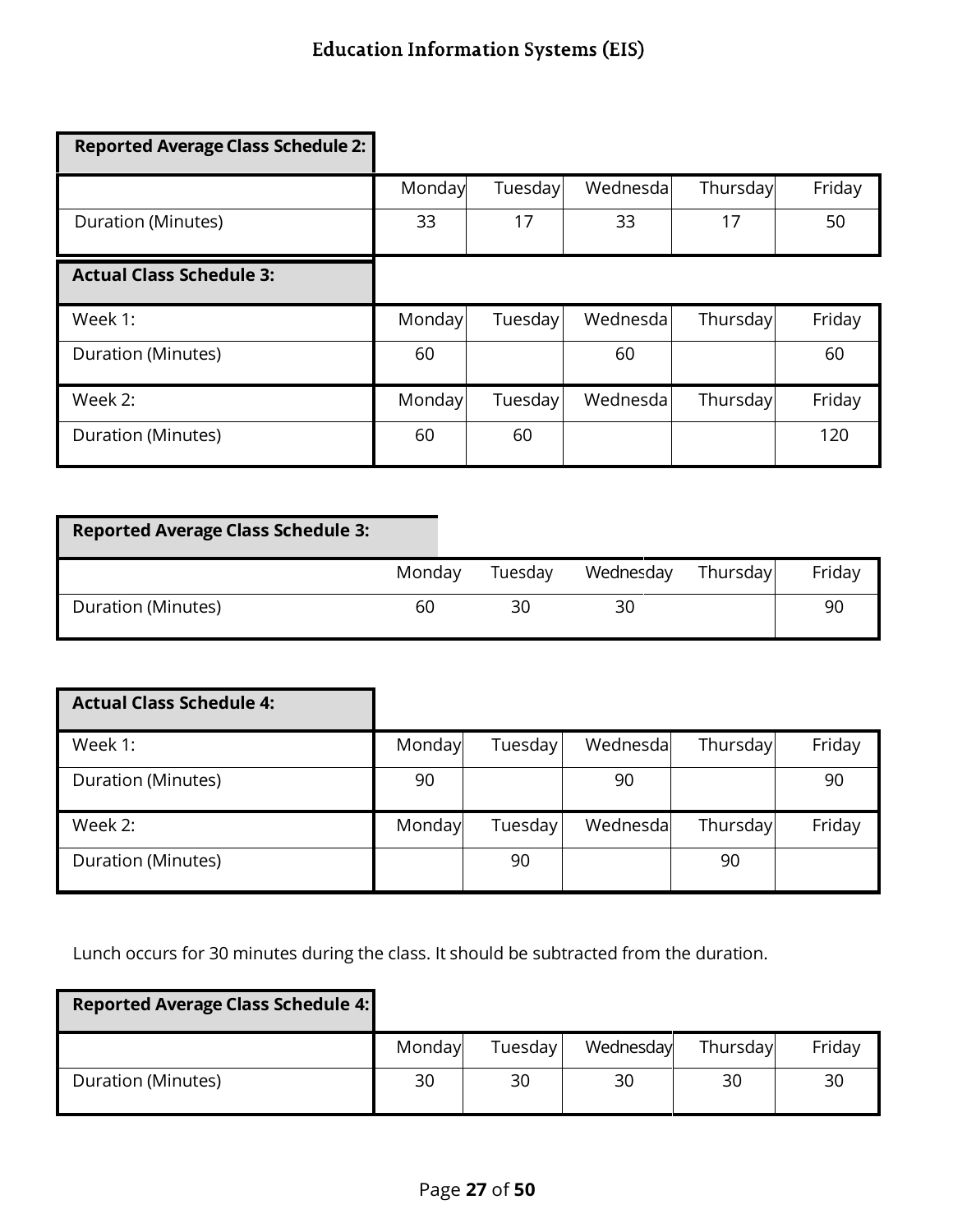**Reported Average Class Schedule 2:**

| | Monday | Tuesday | Wednesda | Thursday | Friday |
|---|---|---|---|---|---|
| Duration (Minutes) | 33 | 17 | 33 | 17 | 50 |

**Actual Class Schedule 3:**

| Week 1: | Monday | Tuesday | Wednesda | Thursday | Friday |
|---|---|---|---|---|---|
| Duration (Minutes) | 60 | | 60 | | 60 |

| Week 2: | Monday | Tuesday | Wednesda | Thursday | Friday |
|---|---|---|---|---|---|
| Duration (Minutes) | 60 | 60 | | | 120 |

**Reported Average Class Schedule 3:**

| | Monday | Tuesday | Wednesday | Thursday | Friday |
|---|---|---|---|---|---|
| Duration (Minutes) | 60 | 30 | 30 | | 90 |

**Actual Class Schedule 4:**

| Week 1: | Monday | Tuesday | Wednesda | Thursday | Friday |
|---|---|---|---|---|---|
| Duration (Minutes) | 90 | | 90 | | 90 |

| Week 2: | Monday | Tuesday | Wednesda | Thursday | Friday |
|---|---|---|---|---|---|
| Duration (Minutes) | | 90 | | 90 | |

Lunch occurs for 30 minutes during the class. It should be subtracted from the duration.

**Reported Average Class Schedule 4:**

| | Monday | Tuesday | Wednesday | Thursday | Friday |
|---|---|---|---|---|---|
| Duration (Minutes) | 30 | 30 | 30 | 30 | 30 |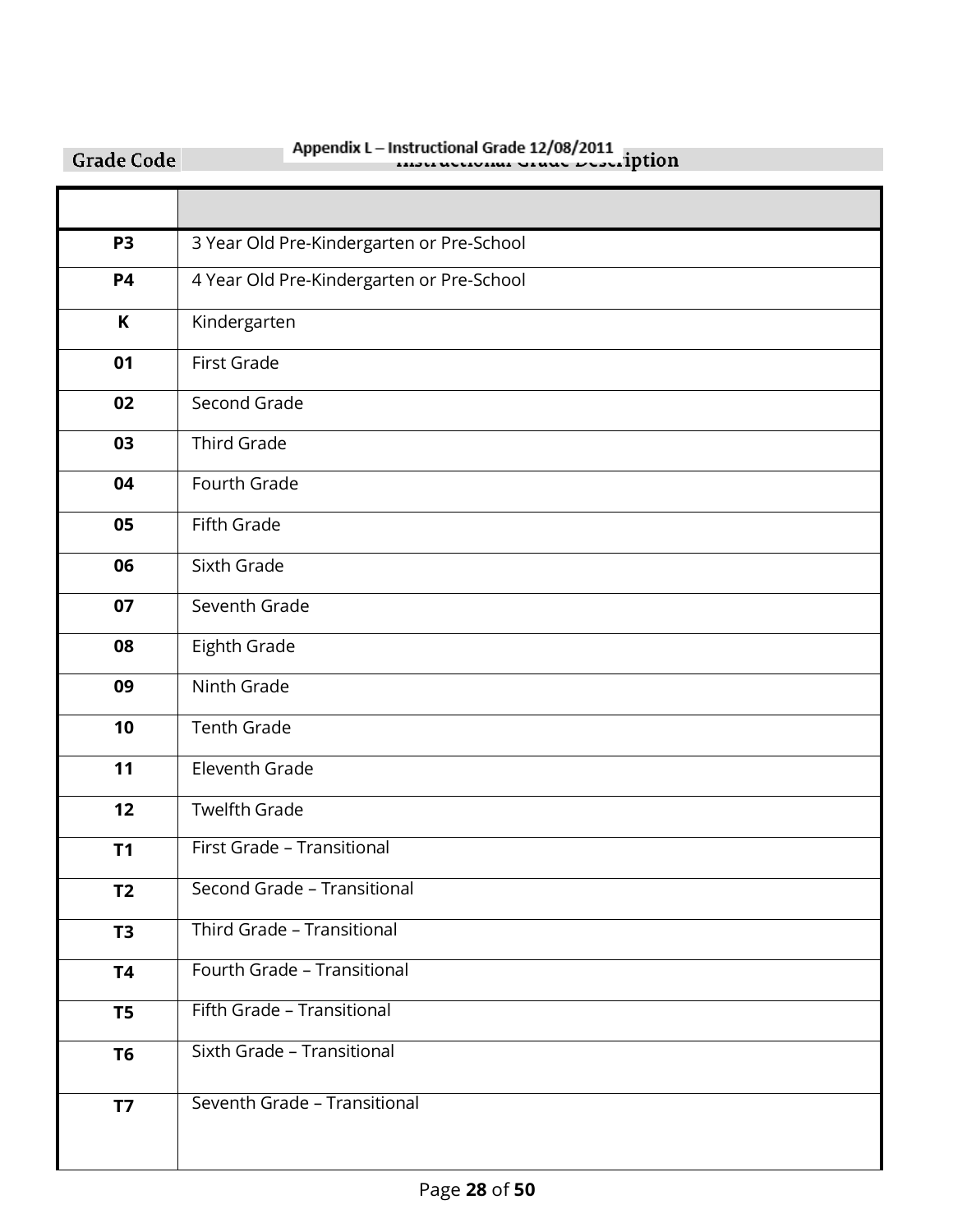## Appendix L – Instructional Grade 12/08/2011

| Grade Code | Instructional Grade Description |
|---|---|
| P3 | 3 Year Old Pre-Kindergarten or Pre-School |
| P4 | 4 Year Old Pre-Kindergarten or Pre-School |
| K | Kindergarten |
| 01 | First Grade |
| 02 | Second Grade |
| 03 | Third Grade |
| 04 | Fourth Grade |
| 05 | Fifth Grade |
| 06 | Sixth Grade |
| 07 | Seventh Grade |
| 08 | Eighth Grade |
| 09 | Ninth Grade |
| 10 | Tenth Grade |
| 11 | Eleventh Grade |
| 12 | Twelfth Grade |
| T1 | First Grade – Transitional |
| T2 | Second Grade – Transitional |
| T3 | Third Grade – Transitional |
| T4 | Fourth Grade – Transitional |
| T5 | Fifth Grade – Transitional |
| T6 | Sixth Grade – Transitional |
| T7 | Seventh Grade – Transitional |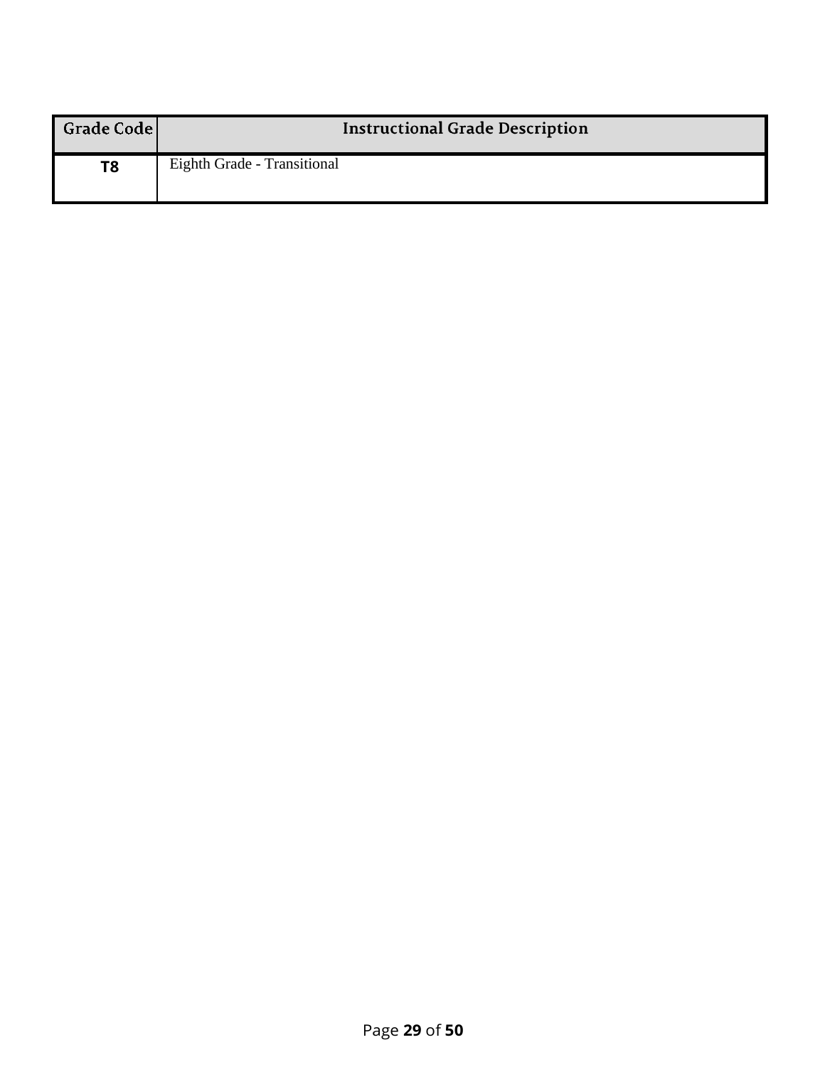| Grade Code | Instructional Grade Description |
| --- | --- |
| **T8** | Eighth Grade - Transitional |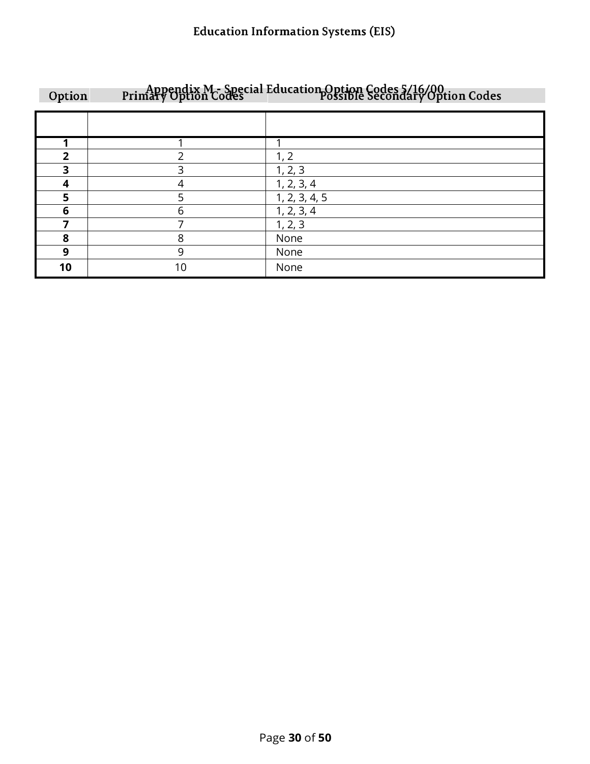## Appendix M - Special Education Option Codes 5/16/00

| Option | Primary Option Codes | Possible Secondary Option Codes |
|---|---|---|
| | | |
| **1** | 1 | 1 |
| **2** | 2 | 1, 2 |
| **3** | 3 | 1, 2, 3 |
| **4** | 4 | 1, 2, 3, 4 |
| **5** | 5 | 1, 2, 3, 4, 5 |
| **6** | 6 | 1, 2, 3, 4 |
| **7** | 7 | 1, 2, 3 |
| **8** | 8 | None |
| **9** | 9 | None |
| **10** | 10 | None |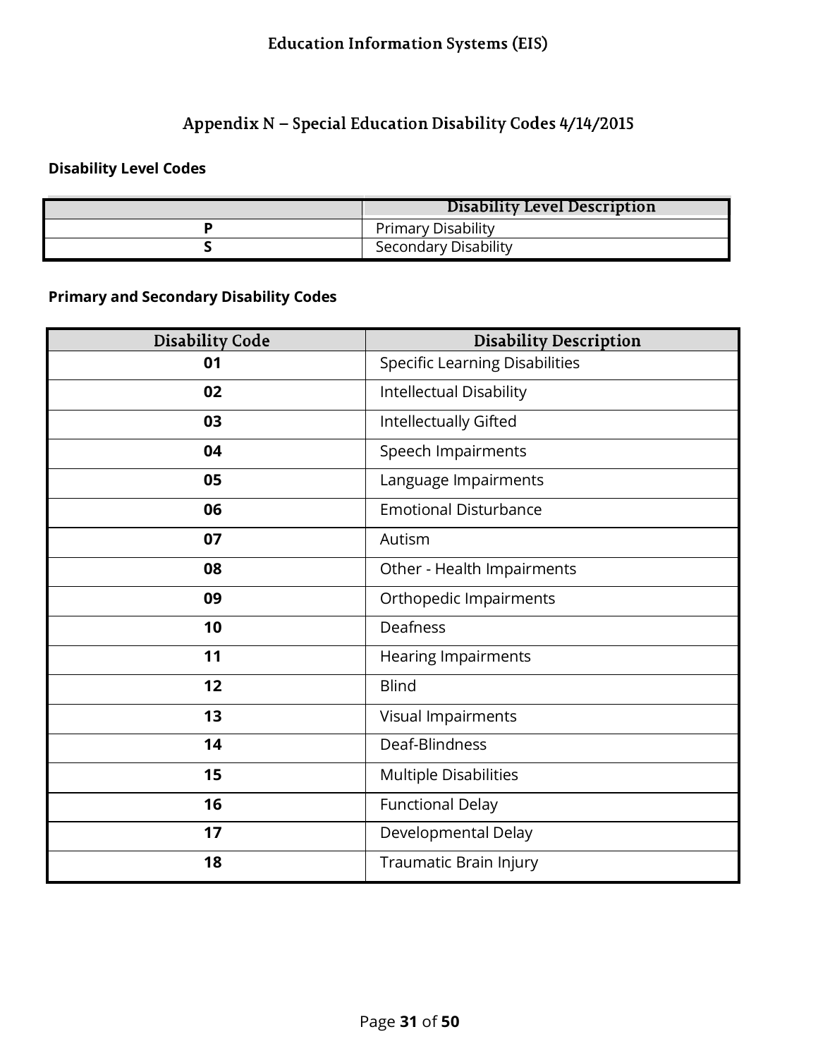## Appendix N – Special Education Disability Codes 4/14/2015

**Disability Level Codes**

| | Disability Level Description |
|---|---|
| **P** | Primary Disability |
| **S** | Secondary Disability |

**Primary and Secondary Disability Codes**

| Disability Code | Disability Description |
|---|---|
| **01** | Specific Learning Disabilities |
| **02** | Intellectual Disability |
| **03** | Intellectually Gifted |
| **04** | Speech Impairments |
| **05** | Language Impairments |
| **06** | Emotional Disturbance |
| **07** | Autism |
| **08** | Other - Health Impairments |
| **09** | Orthopedic Impairments |
| **10** | Deafness |
| **11** | Hearing Impairments |
| **12** | Blind |
| **13** | Visual Impairments |
| **14** | Deaf-Blindness |
| **15** | Multiple Disabilities |
| **16** | Functional Delay |
| **17** | Developmental Delay |
| **18** | Traumatic Brain Injury |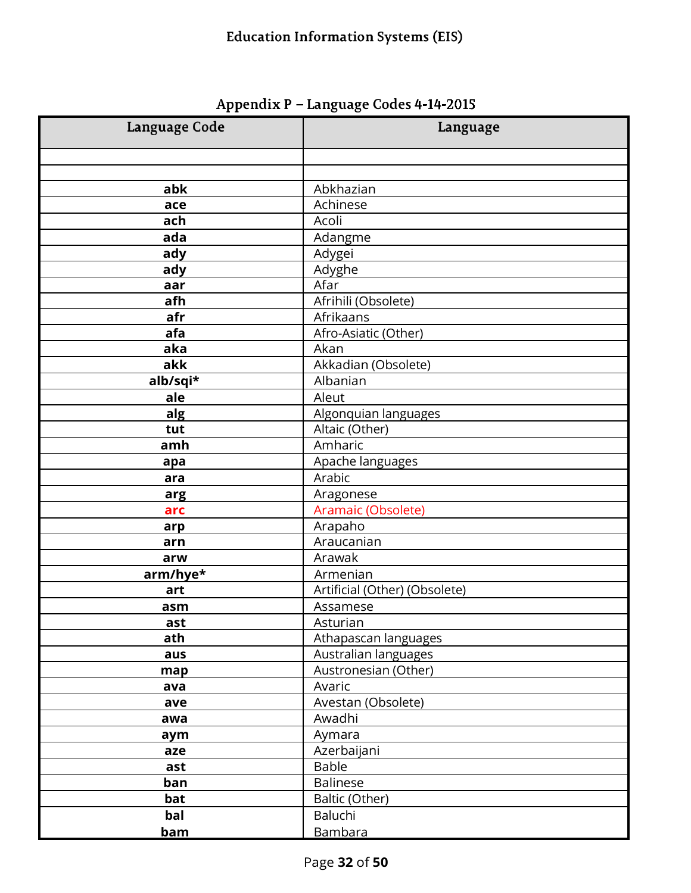## Appendix P – Language Codes 4-14-2015

| Language Code | Language |
|---|---|
| | |
| | |
| **abk** | Abkhazian |
| **ace** | Achinese |
| **ach** | Acoli |
| **ada** | Adangme |
| **ady** | Adygei |
| **ady** | Adyghe |
| **aar** | Afar |
| **afh** | Afrihili (Obsolete) |
| **afr** | Afrikaans |
| **afa** | Afro-Asiatic (Other) |
| **aka** | Akan |
| **akk** | Akkadian (Obsolete) |
| **alb/sqi*** | Albanian |
| **ale** | Aleut |
| **alg** | Algonquian languages |
| **tut** | Altaic (Other) |
| **amh** | Amharic |
| **apa** | Apache languages |
| **ara** | Arabic |
| **arg** | Aragonese |
| **arc** | Aramaic (Obsolete) |
| **arp** | Arapaho |
| **arn** | Araucanian |
| **arw** | Arawak |
| **arm/hye*** | Armenian |
| **art** | Artificial (Other) (Obsolete) |
| **asm** | Assamese |
| **ast** | Asturian |
| **ath** | Athapascan languages |
| **aus** | Australian languages |
| **map** | Austronesian (Other) |
| **ava** | Avaric |
| **ave** | Avestan (Obsolete) |
| **awa** | Awadhi |
| **aym** | Aymara |
| **aze** | Azerbaijani |
| **ast** | Bable |
| **ban** | Balinese |
| **bat** | Baltic (Other) |
| **bal** | Baluchi |
| **bam** | Bambara |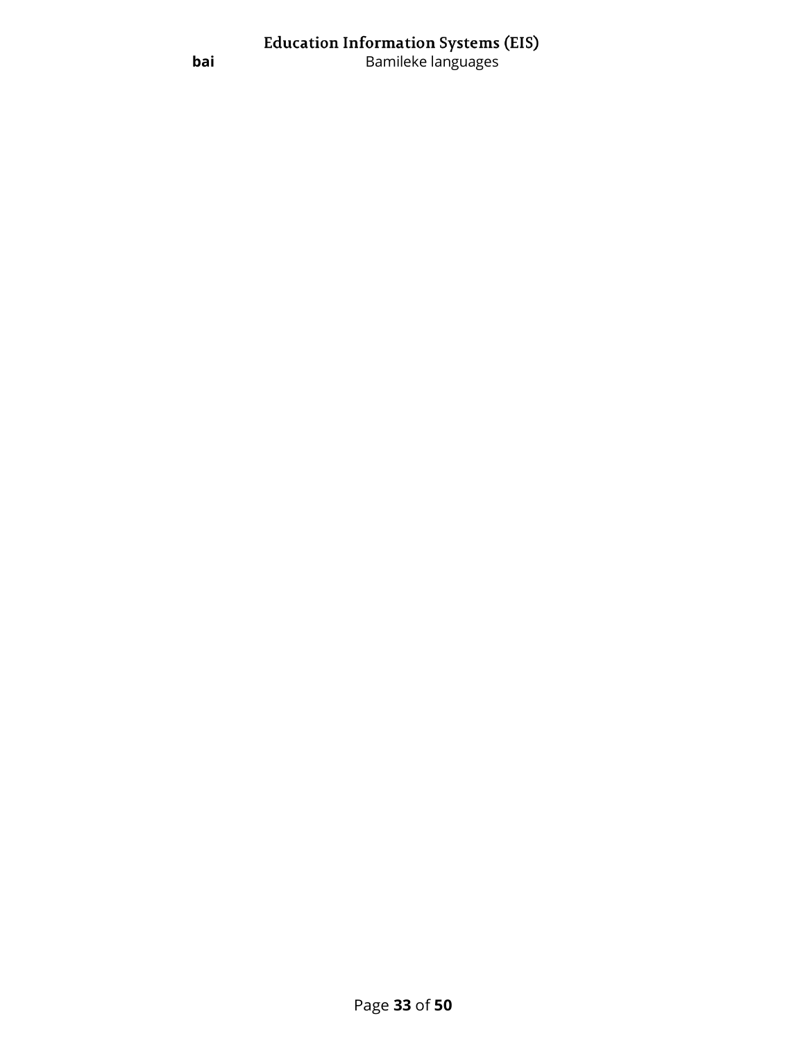| | |
|---|---|
| **bai** | Bamileke languages |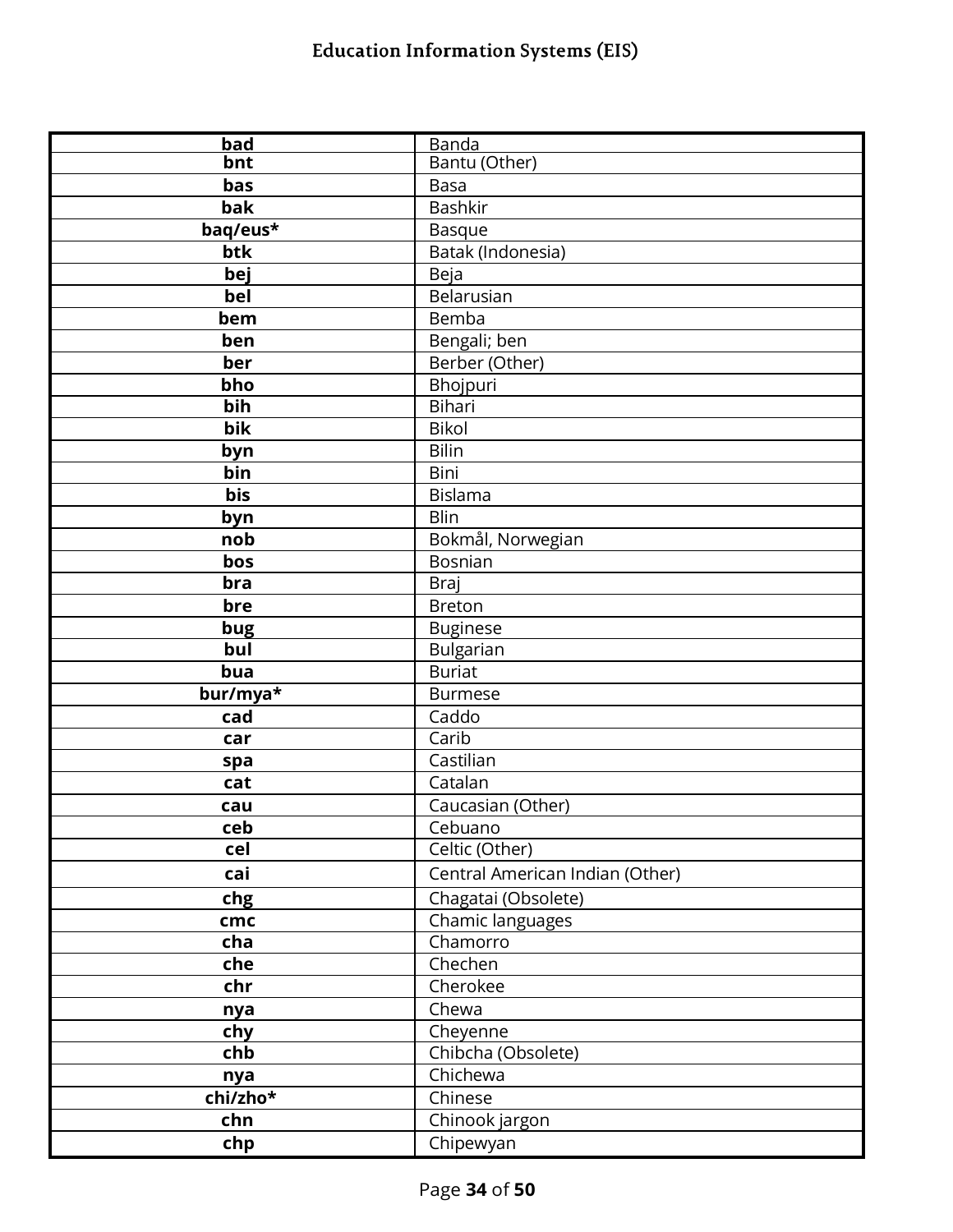| | |
|---|---|
| **bad** | Banda |
| **bnt** | Bantu (Other) |
| **bas** | Basa |
| **bak** | Bashkir |
| **baq/eus*** | Basque |
| **btk** | Batak (Indonesia) |
| **bej** | Beja |
| **bel** | Belarusian |
| **bem** | Bemba |
| **ben** | Bengali; ben |
| **ber** | Berber (Other) |
| **bho** | Bhojpuri |
| **bih** | Bihari |
| **bik** | Bikol |
| **byn** | Bilin |
| **bin** | Bini |
| **bis** | Bislama |
| **byn** | Blin |
| **nob** | Bokmål, Norwegian |
| **bos** | Bosnian |
| **bra** | Braj |
| **bre** | Breton |
| **bug** | Buginese |
| **bul** | Bulgarian |
| **bua** | Buriat |
| **bur/mya*** | Burmese |
| **cad** | Caddo |
| **car** | Carib |
| **spa** | Castilian |
| **cat** | Catalan |
| **cau** | Caucasian (Other) |
| **ceb** | Cebuano |
| **cel** | Celtic (Other) |
| **cai** | Central American Indian (Other) |
| **chg** | Chagatai (Obsolete) |
| **cmc** | Chamic languages |
| **cha** | Chamorro |
| **che** | Chechen |
| **chr** | Cherokee |
| **nya** | Chewa |
| **chy** | Cheyenne |
| **chb** | Chibcha (Obsolete) |
| **nya** | Chichewa |
| **chi/zho*** | Chinese |
| **chn** | Chinook jargon |
| **chp** | Chipewyan |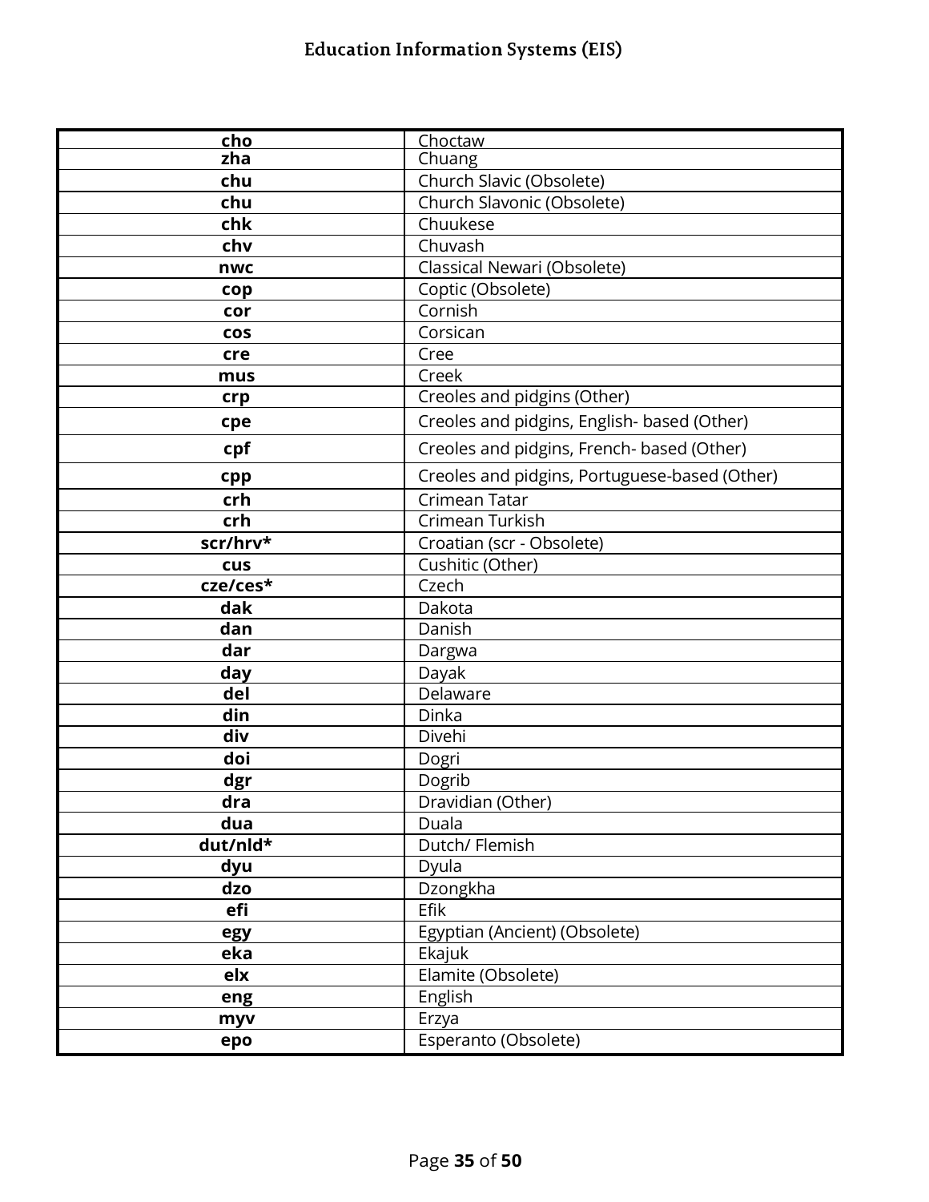| cho | Choctaw |
|---|---|
| zha | Chuang |
| chu | Church Slavic (Obsolete) |
| chu | Church Slavonic (Obsolete) |
| chk | Chuukese |
| chv | Chuvash |
| nwc | Classical Newari (Obsolete) |
| cop | Coptic (Obsolete) |
| cor | Cornish |
| cos | Corsican |
| cre | Cree |
| mus | Creek |
| crp | Creoles and pidgins (Other) |
| cpe | Creoles and pidgins, English- based (Other) |
| cpf | Creoles and pidgins, French- based (Other) |
| cpp | Creoles and pidgins, Portuguese-based (Other) |
| crh | Crimean Tatar |
| crh | Crimean Turkish |
| scr/hrv* | Croatian (scr - Obsolete) |
| cus | Cushitic (Other) |
| cze/ces* | Czech |
| dak | Dakota |
| dan | Danish |
| dar | Dargwa |
| day | Dayak |
| del | Delaware |
| din | Dinka |
| div | Divehi |
| doi | Dogri |
| dgr | Dogrib |
| dra | Dravidian (Other) |
| dua | Duala |
| dut/nld* | Dutch/ Flemish |
| dyu | Dyula |
| dzo | Dzongkha |
| efi | Efik |
| egy | Egyptian (Ancient) (Obsolete) |
| eka | Ekajuk |
| elx | Elamite (Obsolete) |
| eng | English |
| myv | Erzya |
| epo | Esperanto (Obsolete) |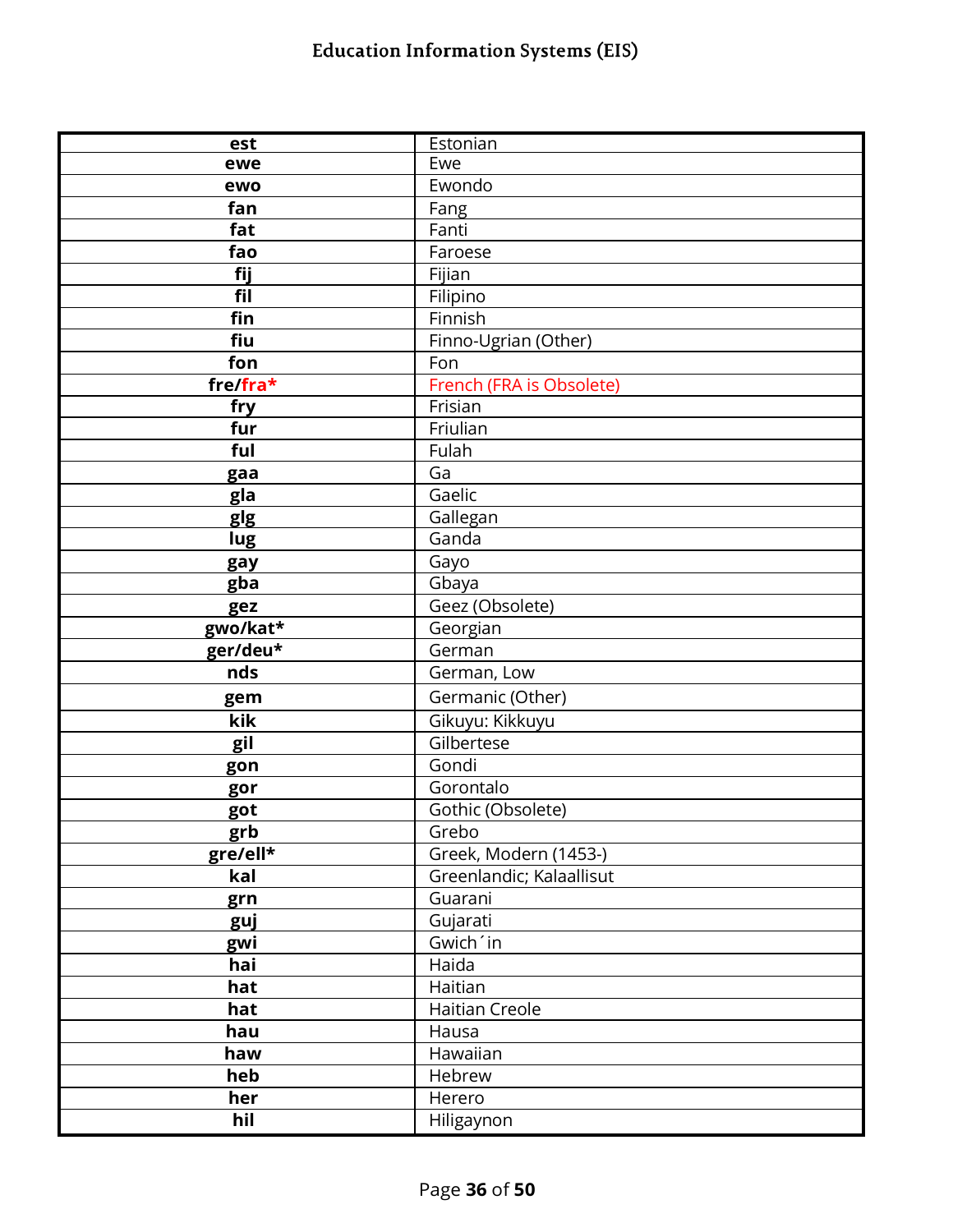| est | Estonian |
|---|---|
| ewe | Ewe |
| ewo | Ewondo |
| fan | Fang |
| fat | Fanti |
| fao | Faroese |
| fij | Fijian |
| fil | Filipino |
| fin | Finnish |
| fiu | Finno-Ugrian (Other) |
| fon | Fon |
| fre/fra* | French (FRA is Obsolete) |
| fry | Frisian |
| fur | Friulian |
| ful | Fulah |
| gaa | Ga |
| gla | Gaelic |
| glg | Gallegan |
| lug | Ganda |
| gay | Gayo |
| gba | Gbaya |
| gez | Geez (Obsolete) |
| gwo/kat* | Georgian |
| ger/deu* | German |
| nds | German, Low |
| gem | Germanic (Other) |
| kik | Gikuyu: Kikkuyu |
| gil | Gilbertese |
| gon | Gondi |
| gor | Gorontalo |
| got | Gothic (Obsolete) |
| grb | Grebo |
| gre/ell* | Greek, Modern (1453-) |
| kal | Greenlandic; Kalaallisut |
| grn | Guarani |
| guj | Gujarati |
| gwi | Gwich´in |
| hai | Haida |
| hat | Haitian |
| hat | Haitian Creole |
| hau | Hausa |
| haw | Hawaiian |
| heb | Hebrew |
| her | Herero |
| hil | Hiligaynon |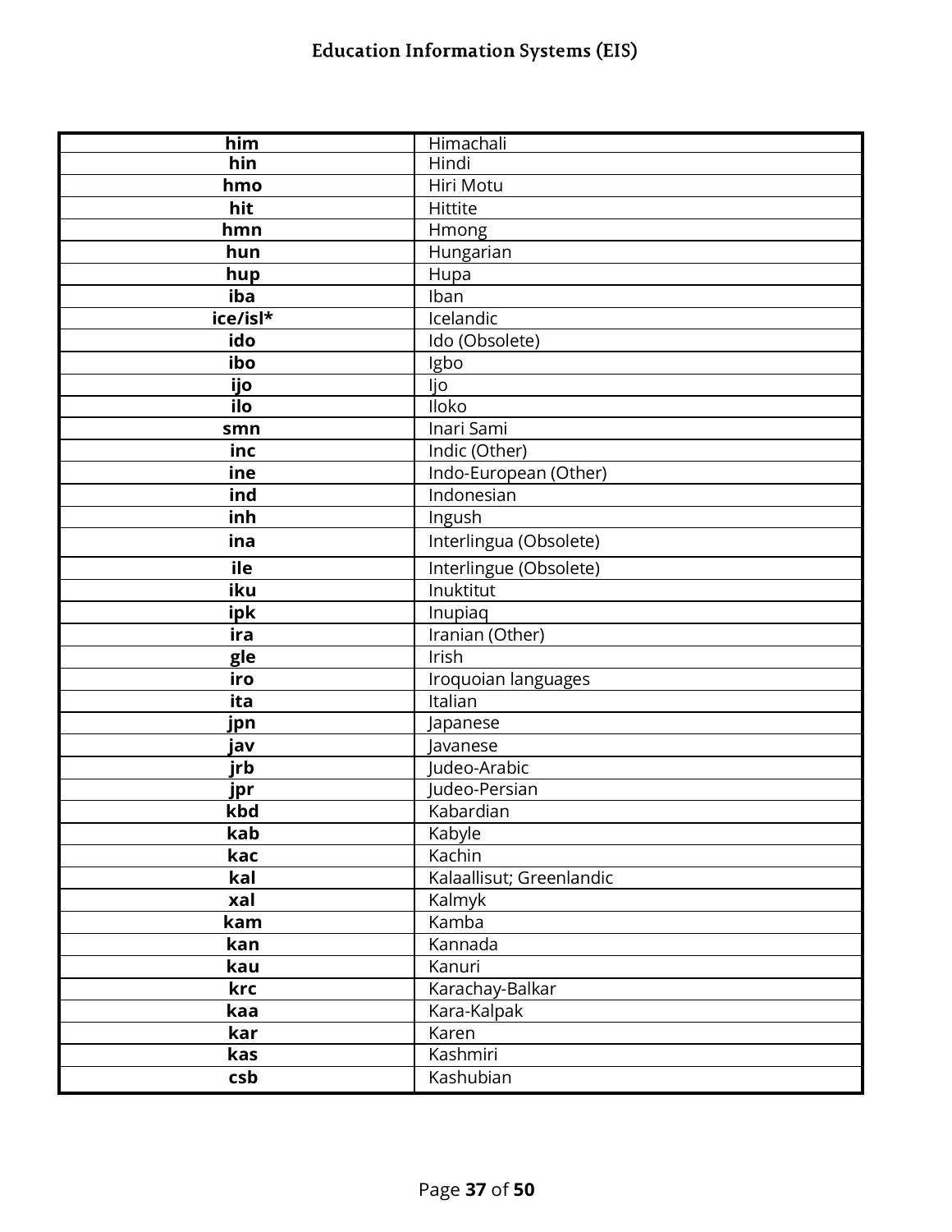| him | Himachali |
|---|---|
| hin | Hindi |
| hmo | Hiri Motu |
| hit | Hittite |
| hmn | Hmong |
| hun | Hungarian |
| hup | Hupa |
| iba | Iban |
| ice/isl* | Icelandic |
| ido | Ido (Obsolete) |
| ibo | Igbo |
| ijo | Ijo |
| ilo | Iloko |
| smn | Inari Sami |
| inc | Indic (Other) |
| ine | Indo-European (Other) |
| ind | Indonesian |
| inh | Ingush |
| ina | Interlingua (Obsolete) |
| ile | Interlingue (Obsolete) |
| iku | Inuktitut |
| ipk | Inupiaq |
| ira | Iranian (Other) |
| gle | Irish |
| iro | Iroquoian languages |
| ita | Italian |
| jpn | Japanese |
| jav | Javanese |
| jrb | Judeo-Arabic |
| jpr | Judeo-Persian |
| kbd | Kabardian |
| kab | Kabyle |
| kac | Kachin |
| kal | Kalaallisut; Greenlandic |
| xal | Kalmyk |
| kam | Kamba |
| kan | Kannada |
| kau | Kanuri |
| krc | Karachay-Balkar |
| kaa | Kara-Kalpak |
| kar | Karen |
| kas | Kashmiri |
| csb | Kashubian |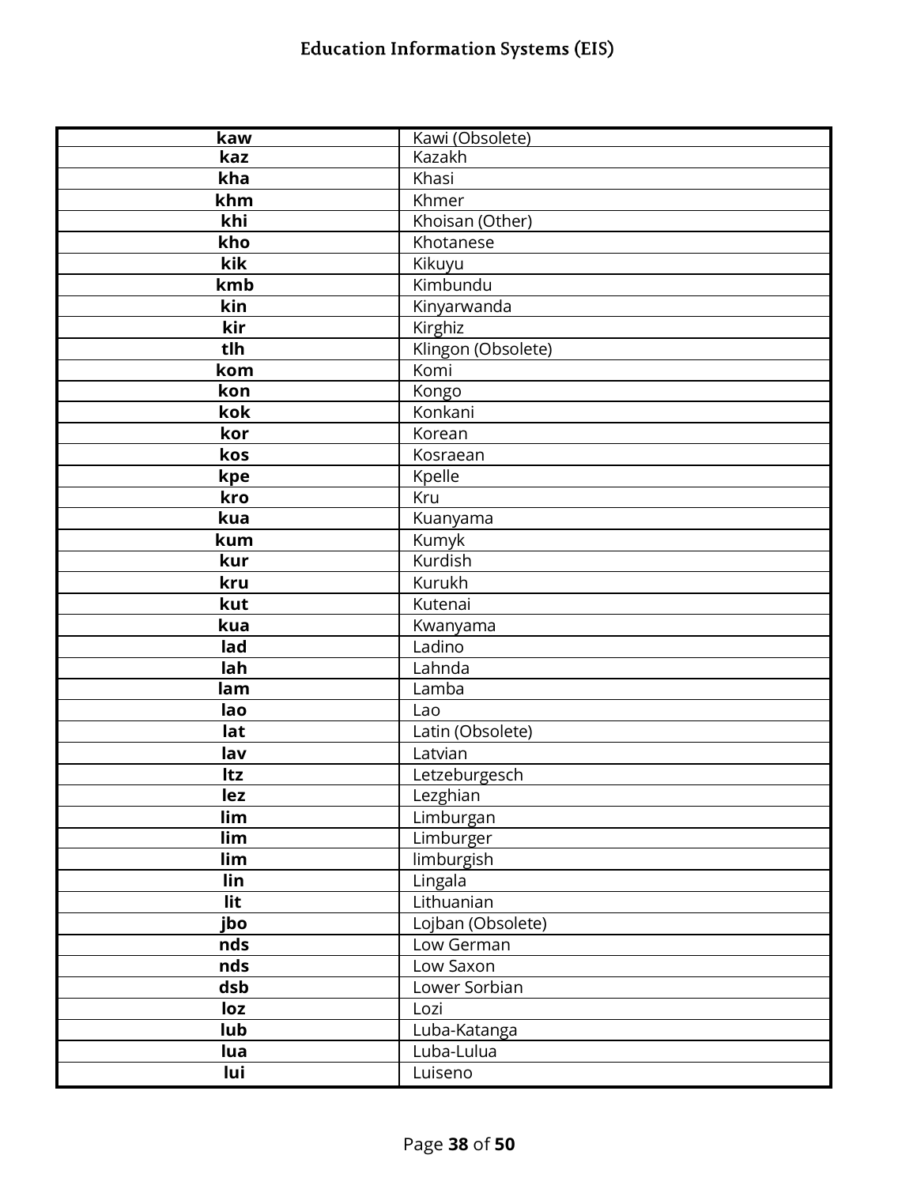| kaw | Kawi (Obsolete) |
|---|---|
| kaz | Kazakh |
| kha | Khasi |
| khm | Khmer |
| khi | Khoisan (Other) |
| kho | Khotanese |
| kik | Kikuyu |
| kmb | Kimbundu |
| kin | Kinyarwanda |
| kir | Kirghiz |
| tlh | Klingon (Obsolete) |
| kom | Komi |
| kon | Kongo |
| kok | Konkani |
| kor | Korean |
| kos | Kosraean |
| kpe | Kpelle |
| kro | Kru |
| kua | Kuanyama |
| kum | Kumyk |
| kur | Kurdish |
| kru | Kurukh |
| kut | Kutenai |
| kua | Kwanyama |
| lad | Ladino |
| lah | Lahnda |
| lam | Lamba |
| lao | Lao |
| lat | Latin (Obsolete) |
| lav | Latvian |
| ltz | Letzeburgesch |
| lez | Lezghian |
| lim | Limburgan |
| lim | Limburger |
| lim | limburgish |
| lin | Lingala |
| lit | Lithuanian |
| jbo | Lojban (Obsolete) |
| nds | Low German |
| nds | Low Saxon |
| dsb | Lower Sorbian |
| loz | Lozi |
| lub | Luba-Katanga |
| lua | Luba-Lulua |
| lui | Luiseno |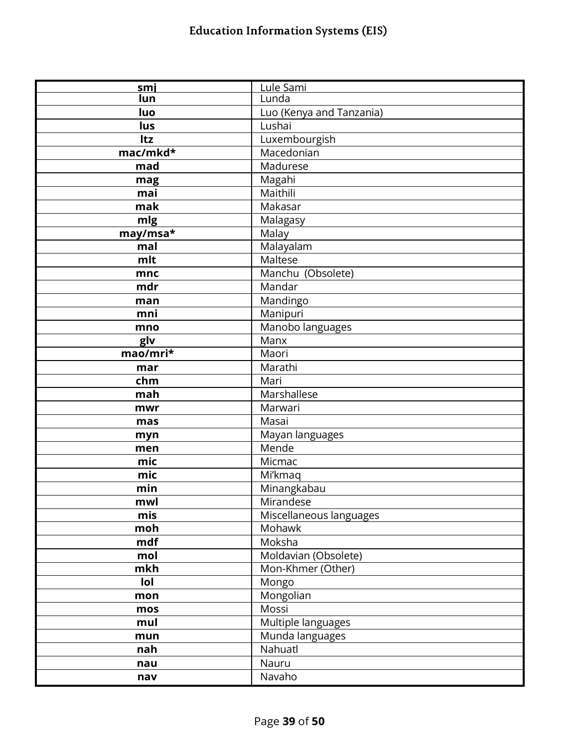| smj | Lule Sami |
|---|---|
| lun | Lunda |
| luo | Luo (Kenya and Tanzania) |
| lus | Lushai |
| ltz | Luxembourgish |
| mac/mkd* | Macedonian |
| mad | Madurese |
| mag | Magahi |
| mai | Maithili |
| mak | Makasar |
| mlg | Malagasy |
| may/msa* | Malay |
| mal | Malayalam |
| mlt | Maltese |
| mnc | Manchu (Obsolete) |
| mdr | Mandar |
| man | Mandingo |
| mni | Manipuri |
| mno | Manobo languages |
| glv | Manx |
| mao/mri* | Maori |
| mar | Marathi |
| chm | Mari |
| mah | Marshallese |
| mwr | Marwari |
| mas | Masai |
| myn | Mayan languages |
| men | Mende |
| mic | Micmac |
| mic | Mi'kmaq |
| min | Minangkabau |
| mwl | Mirandese |
| mis | Miscellaneous languages |
| moh | Mohawk |
| mdf | Moksha |
| mol | Moldavian (Obsolete) |
| mkh | Mon-Khmer (Other) |
| lol | Mongo |
| mon | Mongolian |
| mos | Mossi |
| mul | Multiple languages |
| mun | Munda languages |
| nah | Nahuatl |
| nau | Nauru |
| nav | Navaho |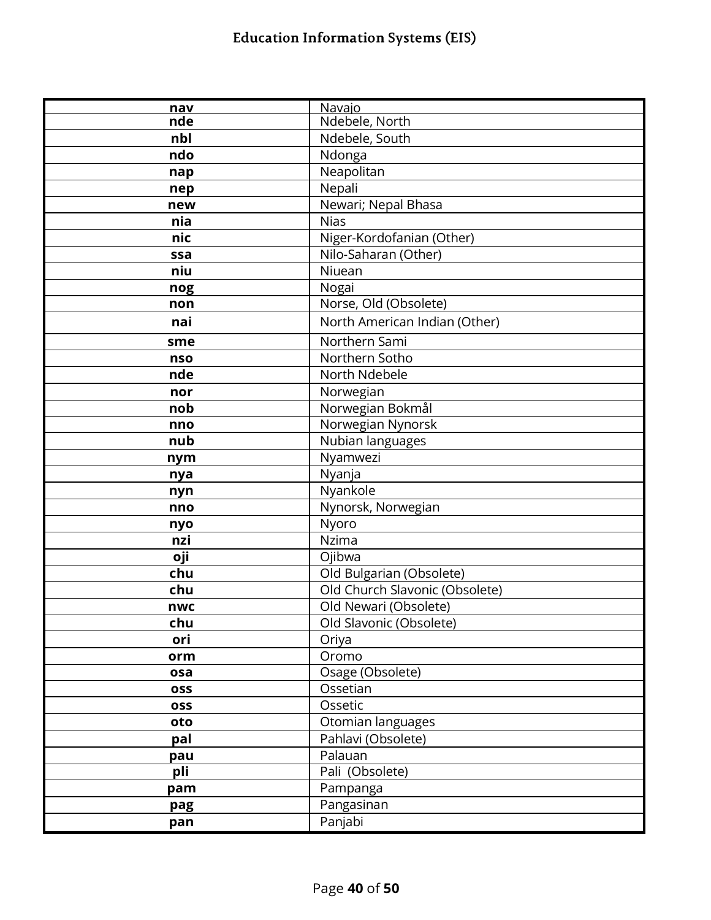| nav | Navajo |
|---|---|
| nde | Ndebele, North |
| nbl | Ndebele, South |
| ndo | Ndonga |
| nap | Neapolitan |
| nep | Nepali |
| new | Newari; Nepal Bhasa |
| nia | Nias |
| nic | Niger-Kordofanian (Other) |
| ssa | Nilo-Saharan (Other) |
| niu | Niuean |
| nog | Nogai |
| non | Norse, Old (Obsolete) |
| nai | North American Indian (Other) |
| sme | Northern Sami |
| nso | Northern Sotho |
| nde | North Ndebele |
| nor | Norwegian |
| nob | Norwegian Bokmål |
| nno | Norwegian Nynorsk |
| nub | Nubian languages |
| nym | Nyamwezi |
| nya | Nyanja |
| nyn | Nyankole |
| nno | Nynorsk, Norwegian |
| nyo | Nyoro |
| nzi | Nzima |
| oji | Ojibwa |
| chu | Old Bulgarian (Obsolete) |
| chu | Old Church Slavonic (Obsolete) |
| nwc | Old Newari (Obsolete) |
| chu | Old Slavonic (Obsolete) |
| ori | Oriya |
| orm | Oromo |
| osa | Osage (Obsolete) |
| oss | Ossetian |
| oss | Ossetic |
| oto | Otomian languages |
| pal | Pahlavi (Obsolete) |
| pau | Palauan |
| pli | Pali (Obsolete) |
| pam | Pampanga |
| pag | Pangasinan |
| pan | Panjabi |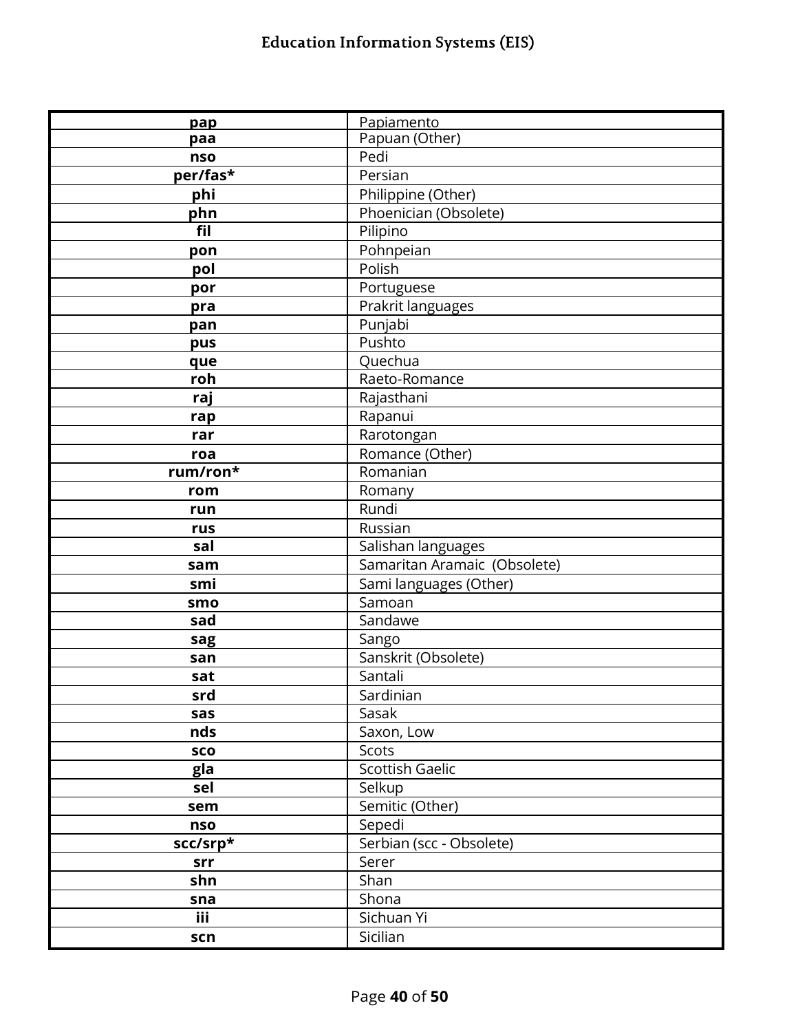| | |
|---|---|
| **pap** | Papiamento |
| **paa** | Papuan (Other) |
| **nso** | Pedi |
| **per/fas*** | Persian |
| **phi** | Philippine (Other) |
| **phn** | Phoenician (Obsolete) |
| **fil** | Pilipino |
| **pon** | Pohnpeian |
| **pol** | Polish |
| **por** | Portuguese |
| **pra** | Prakrit languages |
| **pan** | Punjabi |
| **pus** | Pushto |
| **que** | Quechua |
| **roh** | Raeto-Romance |
| **raj** | Rajasthani |
| **rap** | Rapanui |
| **rar** | Rarotongan |
| **roa** | Romance (Other) |
| **rum/ron*** | Romanian |
| **rom** | Romany |
| **run** | Rundi |
| **rus** | Russian |
| **sal** | Salishan languages |
| **sam** | Samaritan Aramaic (Obsolete) |
| **smi** | Sami languages (Other) |
| **smo** | Samoan |
| **sad** | Sandawe |
| **sag** | Sango |
| **san** | Sanskrit (Obsolete) |
| **sat** | Santali |
| **srd** | Sardinian |
| **sas** | Sasak |
| **nds** | Saxon, Low |
| **sco** | Scots |
| **gla** | Scottish Gaelic |
| **sel** | Selkup |
| **sem** | Semitic (Other) |
| **nso** | Sepedi |
| **scc/srp*** | Serbian (scc - Obsolete) |
| **srr** | Serer |
| **shn** | Shan |
| **sna** | Shona |
| **iii** | Sichuan Yi |
| **scn** | Sicilian |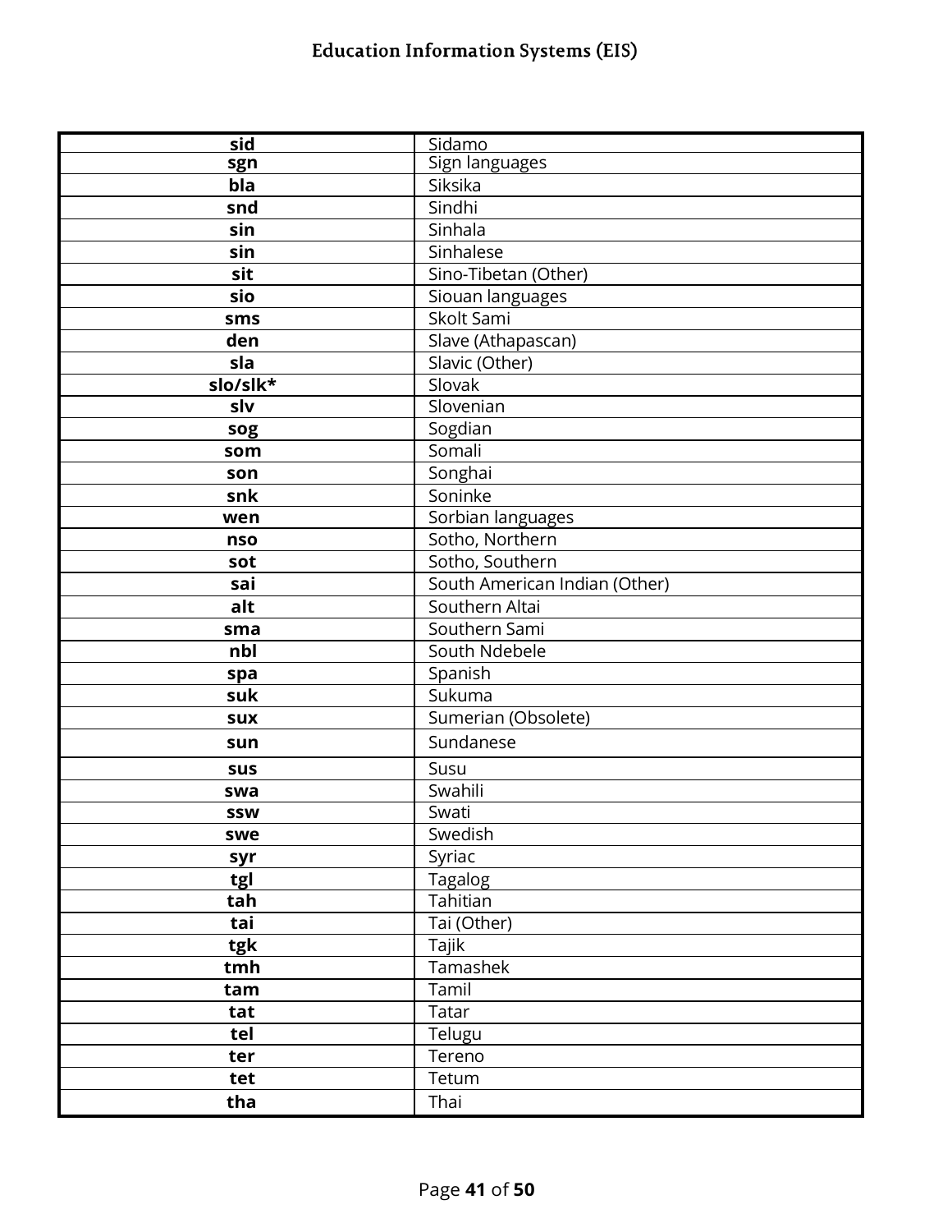| sid | Sidamo |
|---|---|
| sgn | Sign languages |
| bla | Siksika |
| snd | Sindhi |
| sin | Sinhala |
| sin | Sinhalese |
| sit | Sino-Tibetan (Other) |
| sio | Siouan languages |
| sms | Skolt Sami |
| den | Slave (Athapascan) |
| sla | Slavic (Other) |
| slo/slk* | Slovak |
| slv | Slovenian |
| sog | Sogdian |
| som | Somali |
| son | Songhai |
| snk | Soninke |
| wen | Sorbian languages |
| nso | Sotho, Northern |
| sot | Sotho, Southern |
| sai | South American Indian (Other) |
| alt | Southern Altai |
| sma | Southern Sami |
| nbl | South Ndebele |
| spa | Spanish |
| suk | Sukuma |
| sux | Sumerian (Obsolete) |
| sun | Sundanese |
| sus | Susu |
| swa | Swahili |
| ssw | Swati |
| swe | Swedish |
| syr | Syriac |
| tgl | Tagalog |
| tah | Tahitian |
| tai | Tai (Other) |
| tgk | Tajik |
| tmh | Tamashek |
| tam | Tamil |
| tat | Tatar |
| tel | Telugu |
| ter | Tereno |
| tet | Tetum |
| tha | Thai |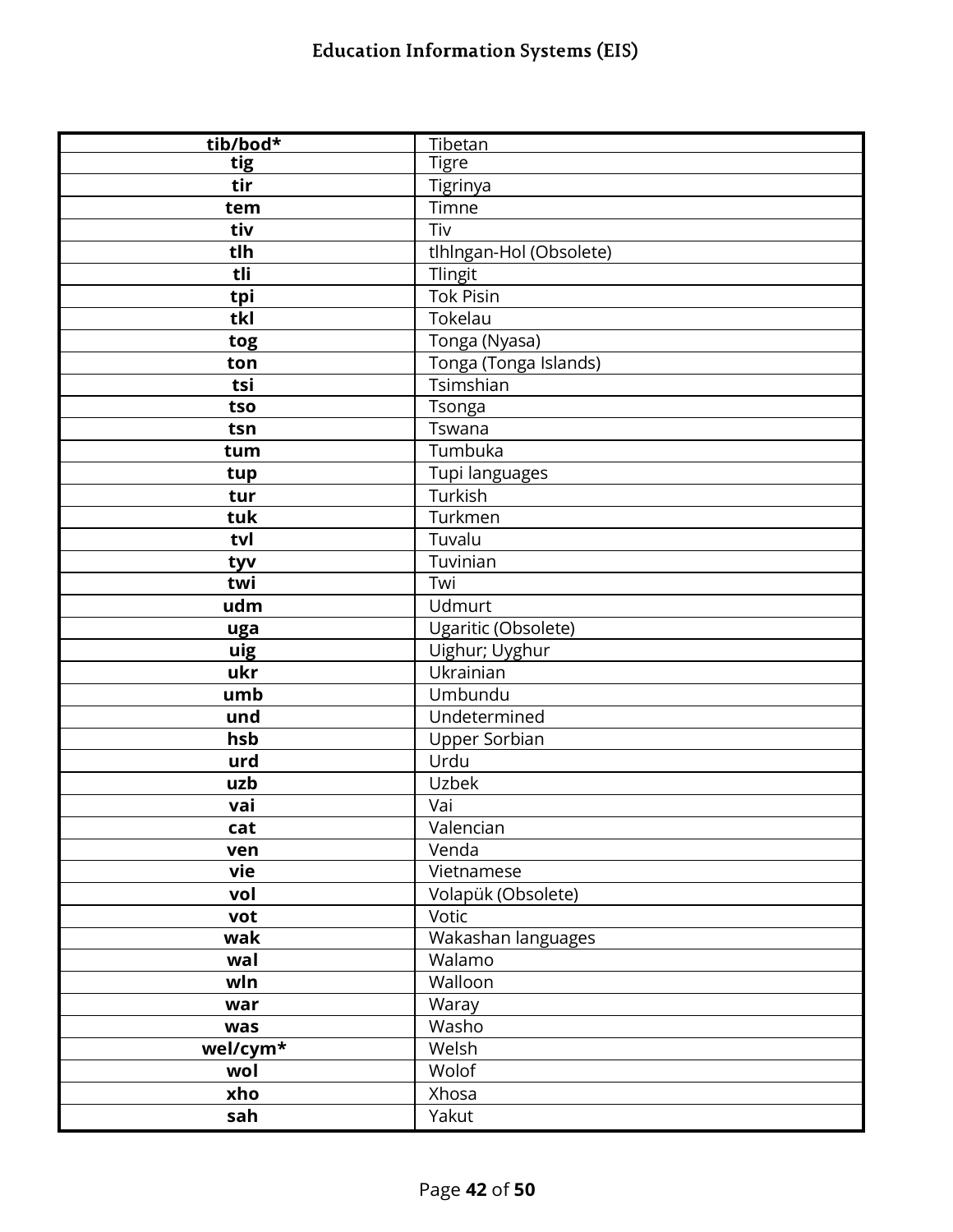| tib/bod* | Tibetan |
|---|---|
| tig | Tigre |
| tir | Tigrinya |
| tem | Timne |
| tiv | Tiv |
| tlh | tlhIngan-Hol (Obsolete) |
| tli | Tlingit |
| tpi | Tok Pisin |
| tkl | Tokelau |
| tog | Tonga (Nyasa) |
| ton | Tonga (Tonga Islands) |
| tsi | Tsimshian |
| tso | Tsonga |
| tsn | Tswana |
| tum | Tumbuka |
| tup | Tupi languages |
| tur | Turkish |
| tuk | Turkmen |
| tvl | Tuvalu |
| tyv | Tuvinian |
| twi | Twi |
| udm | Udmurt |
| uga | Ugaritic (Obsolete) |
| uig | Uighur; Uyghur |
| ukr | Ukrainian |
| umb | Umbundu |
| und | Undetermined |
| hsb | Upper Sorbian |
| urd | Urdu |
| uzb | Uzbek |
| vai | Vai |
| cat | Valencian |
| ven | Venda |
| vie | Vietnamese |
| vol | Volapük (Obsolete) |
| vot | Votic |
| wak | Wakashan languages |
| wal | Walamo |
| wln | Walloon |
| war | Waray |
| was | Washo |
| wel/cym* | Welsh |
| wol | Wolof |
| xho | Xhosa |
| sah | Yakut |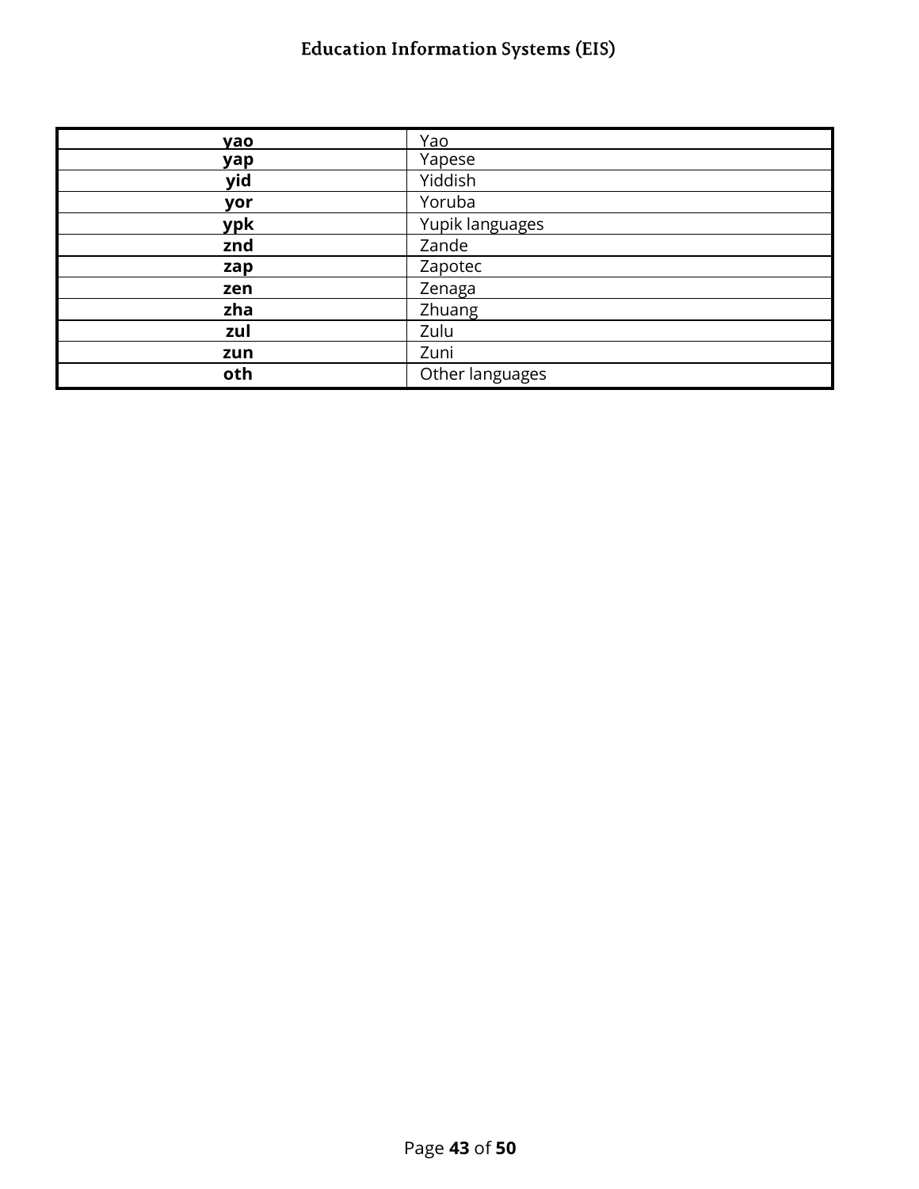| yao | Yao |
|---|---|
| yap | Yapese |
| yid | Yiddish |
| yor | Yoruba |
| ypk | Yupik languages |
| znd | Zande |
| zap | Zapotec |
| zen | Zenaga |
| zha | Zhuang |
| zul | Zulu |
| zun | Zuni |
| oth | Other languages |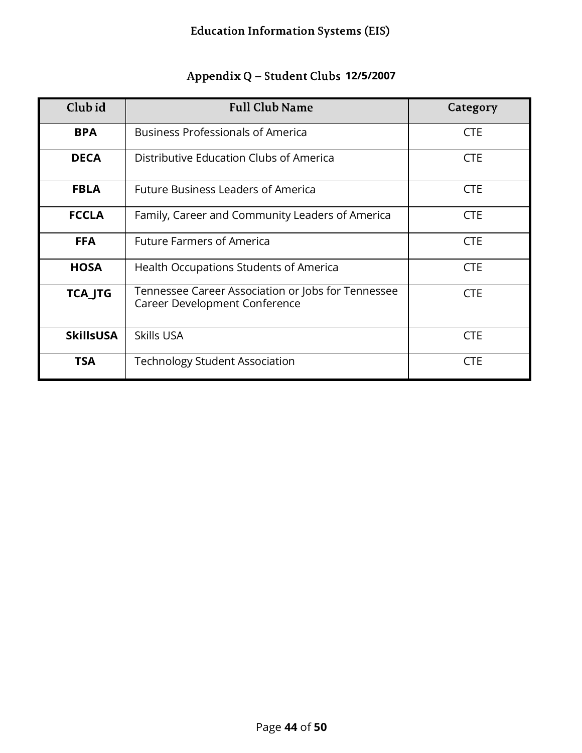## Appendix Q – Student Clubs **12/5/2007**

| Club id | Full Club Name | Category |
|---|---|---|
| **BPA** | Business Professionals of America | CTE |
| **DECA** | Distributive Education Clubs of America | CTE |
| **FBLA** | Future Business Leaders of America | CTE |
| **FCCLA** | Family, Career and Community Leaders of America | CTE |
| **FFA** | Future Farmers of America | CTE |
| **HOSA** | Health Occupations Students of America | CTE |
| **TCA_JTG** | Tennessee Career Association or Jobs for Tennessee Career Development Conference | CTE |
| **SkillsUSA** | Skills USA | CTE |
| **TSA** | Technology Student Association | CTE |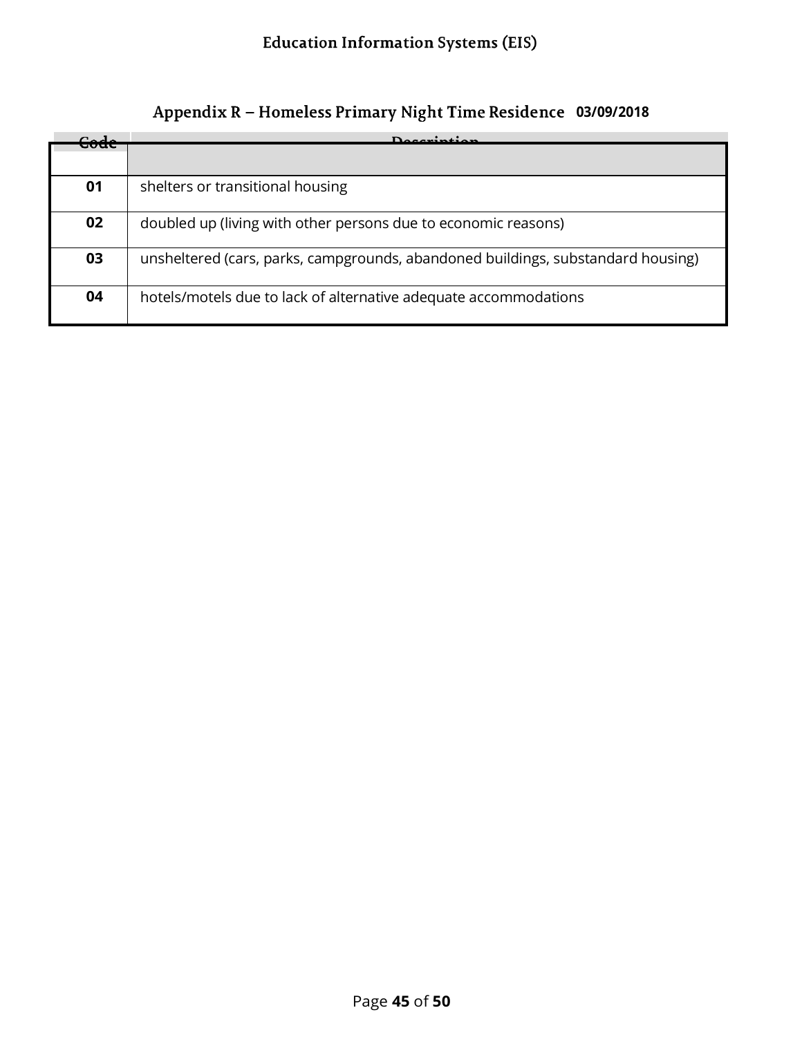## Appendix R – Homeless Primary Night Time Residence 03/09/2018

| Code | Description |
|---|---|
| 01 | shelters or transitional housing |
| 02 | doubled up (living with other persons due to economic reasons) |
| 03 | unsheltered (cars, parks, campgrounds, abandoned buildings, substandard housing) |
| 04 | hotels/motels due to lack of alternative adequate accommodations |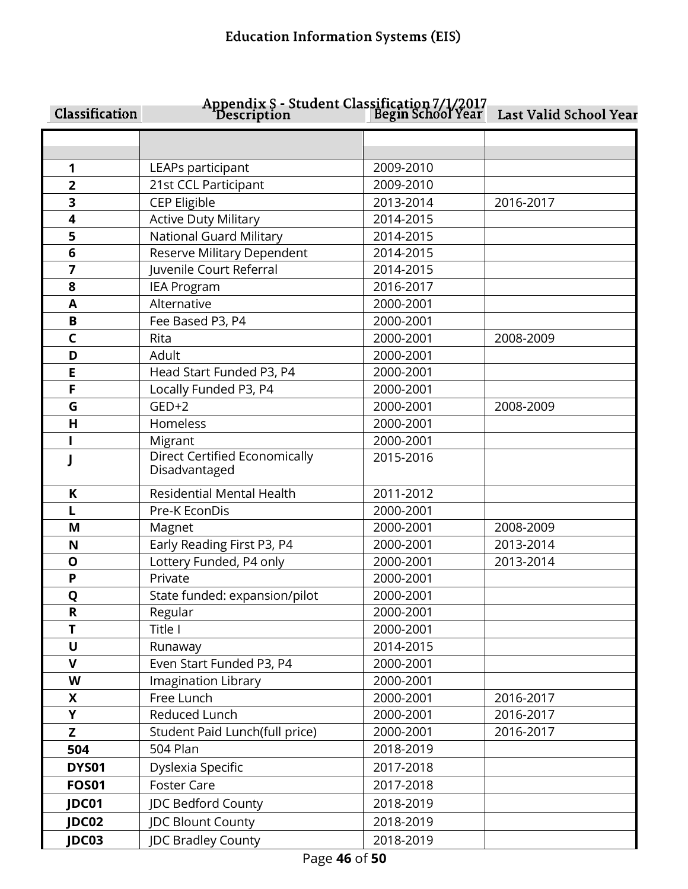# Education Information Systems (EIS)

## Appendix S - Student Classification 7/1/2017

| Classification | Description | Begin School Year | Last Valid School Year |
|---|---|---|---|
| | | | |
| **1** | LEAPs participant | 2009-2010 | |
| **2** | 21st CCL Participant | 2009-2010 | |
| **3** | CEP Eligible | 2013-2014 | 2016-2017 |
| **4** | Active Duty Military | 2014-2015 | |
| **5** | National Guard Military | 2014-2015 | |
| **6** | Reserve Military Dependent | 2014-2015 | |
| **7** | Juvenile Court Referral | 2014-2015 | |
| **8** | IEA Program | 2016-2017 | |
| **A** | Alternative | 2000-2001 | |
| **B** | Fee Based P3, P4 | 2000-2001 | |
| **C** | Rita | 2000-2001 | 2008-2009 |
| **D** | Adult | 2000-2001 | |
| **E** | Head Start Funded P3, P4 | 2000-2001 | |
| **F** | Locally Funded P3, P4 | 2000-2001 | |
| **G** | GED+2 | 2000-2001 | 2008-2009 |
| **H** | Homeless | 2000-2001 | |
| **I** | Migrant | 2000-2001 | |
| **J** | Direct Certified Economically Disadvantaged | 2015-2016 | |
| **K** | Residential Mental Health | 2011-2012 | |
| **L** | Pre-K EconDis | 2000-2001 | |
| **M** | Magnet | 2000-2001 | 2008-2009 |
| **N** | Early Reading First P3, P4 | 2000-2001 | 2013-2014 |
| **O** | Lottery Funded, P4 only | 2000-2001 | 2013-2014 |
| **P** | Private | 2000-2001 | |
| **Q** | State funded: expansion/pilot | 2000-2001 | |
| **R** | Regular | 2000-2001 | |
| **T** | Title I | 2000-2001 | |
| **U** | Runaway | 2014-2015 | |
| **V** | Even Start Funded P3, P4 | 2000-2001 | |
| **W** | Imagination Library | 2000-2001 | |
| **X** | Free Lunch | 2000-2001 | 2016-2017 |
| **Y** | Reduced Lunch | 2000-2001 | 2016-2017 |
| **Z** | Student Paid Lunch(full price) | 2000-2001 | 2016-2017 |
| **504** | 504 Plan | 2018-2019 | |
| **DYS01** | Dyslexia Specific | 2017-2018 | |
| **FOS01** | Foster Care | 2017-2018 | |
| **JDC01** | JDC Bedford County | 2018-2019 | |
| **JDC02** | JDC Blount County | 2018-2019 | |
| **JDC03** | JDC Bradley County | 2018-2019 | |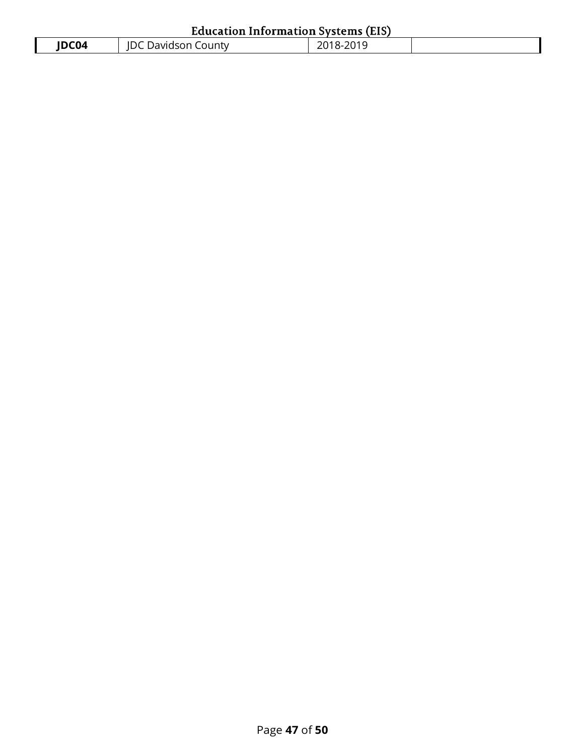| JDC04 | JDC Davidson County | 2018-2019 | |
|---|---|---|---|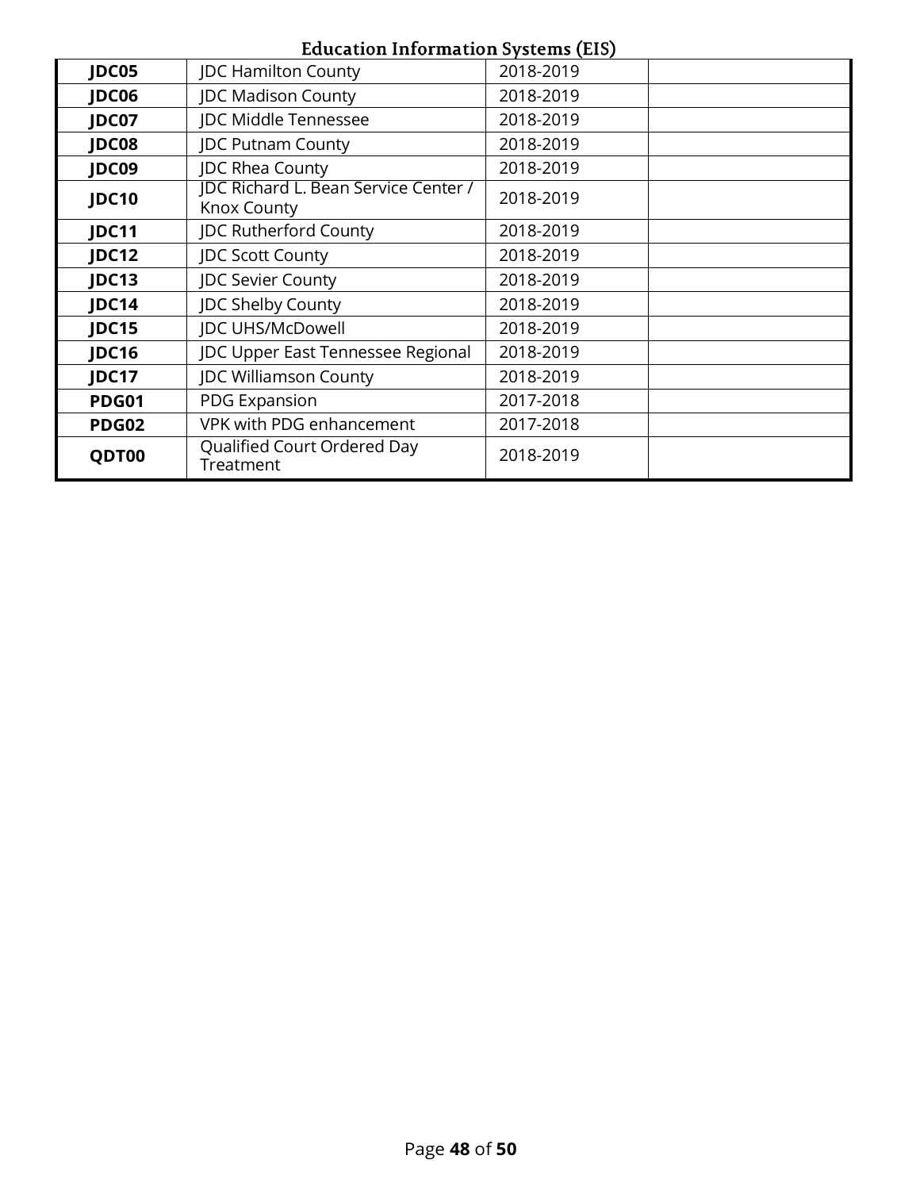| | | | |
|---|---|---|---|
| **JDC05** | JDC Hamilton County | 2018-2019 | |
| **JDC06** | JDC Madison County | 2018-2019 | |
| **JDC07** | JDC Middle Tennessee | 2018-2019 | |
| **JDC08** | JDC Putnam County | 2018-2019 | |
| **JDC09** | JDC Rhea County | 2018-2019 | |
| **JDC10** | JDC Richard L. Bean Service Center / Knox County | 2018-2019 | |
| **JDC11** | JDC Rutherford County | 2018-2019 | |
| **JDC12** | JDC Scott County | 2018-2019 | |
| **JDC13** | JDC Sevier County | 2018-2019 | |
| **JDC14** | JDC Shelby County | 2018-2019 | |
| **JDC15** | JDC UHS/McDowell | 2018-2019 | |
| **JDC16** | JDC Upper East Tennessee Regional | 2018-2019 | |
| **JDC17** | JDC Williamson County | 2018-2019 | |
| **PDG01** | PDG Expansion | 2017-2018 | |
| **PDG02** | VPK with PDG enhancement | 2017-2018 | |
| **QDT00** | Qualified Court Ordered Day Treatment | 2018-2019 | |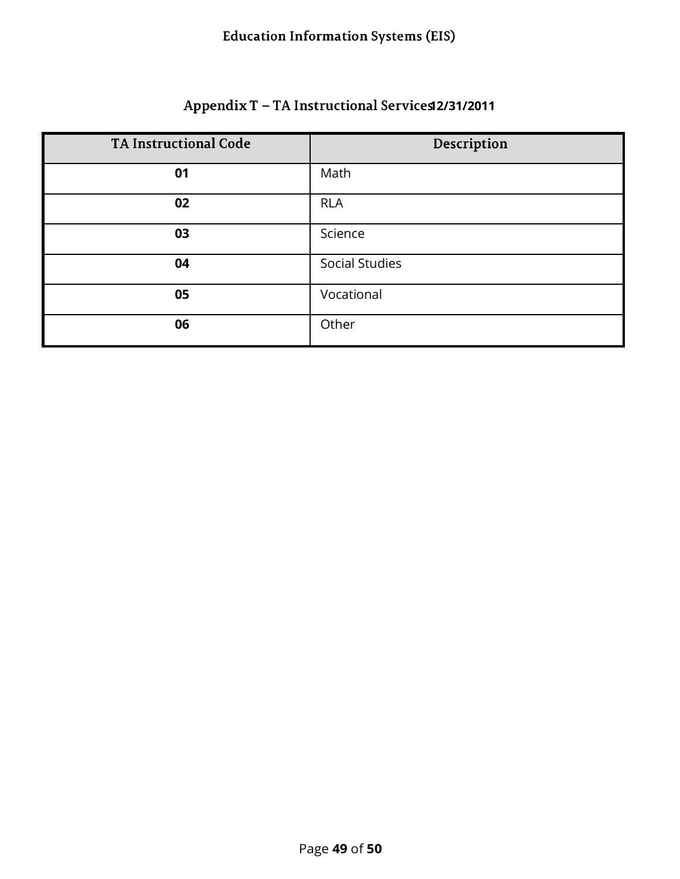## Appendix T – TA Instructional Services 12/31/2011

| TA Instructional Code | Description |
|---|---|
| **01** | Math |
| **02** | RLA |
| **03** | Science |
| **04** | Social Studies |
| **05** | Vocational |
| **06** | Other |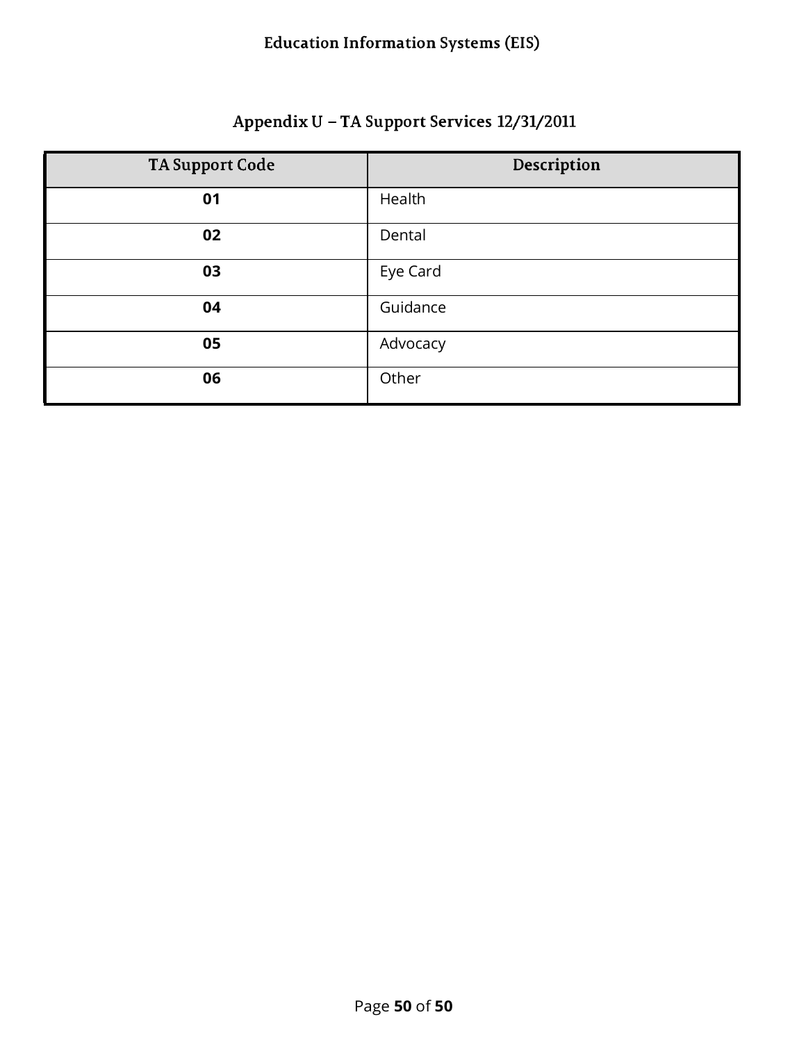## Appendix U – TA Support Services 12/31/2011

| TA Support Code | Description |
|---|---|
| **01** | Health |
| **02** | Dental |
| **03** | Eye Card |
| **04** | Guidance |
| **05** | Advocacy |
| **06** | Other |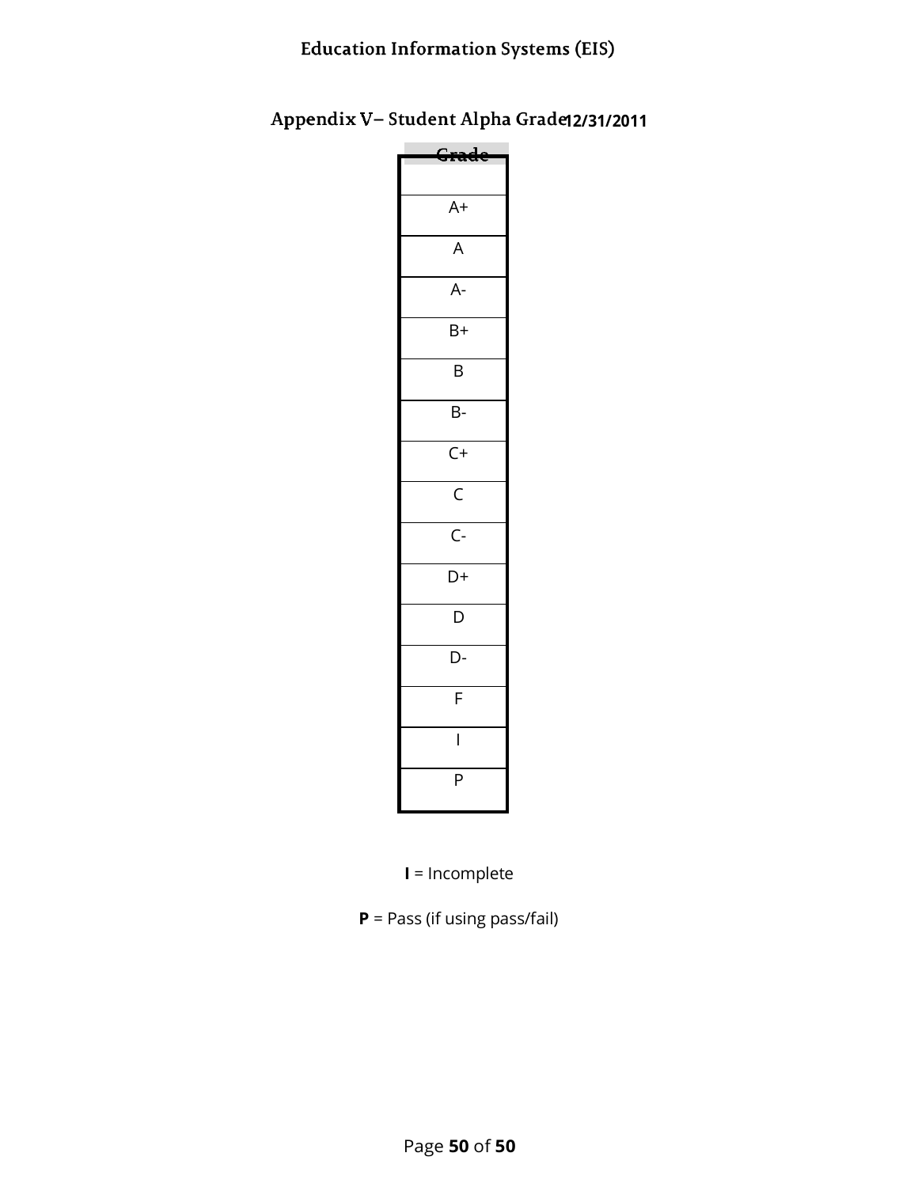## Appendix V– Student Alpha Grade12/31/2011

| Grade |
|---|
| A+ |
| A |
| A- |
| B+ |
| B |
| B- |
| C+ |
| C |
| C- |
| D+ |
| D |
| D- |
| F |
| I |
| P |

**I** = Incomplete

**P** = Pass (if using pass/fail)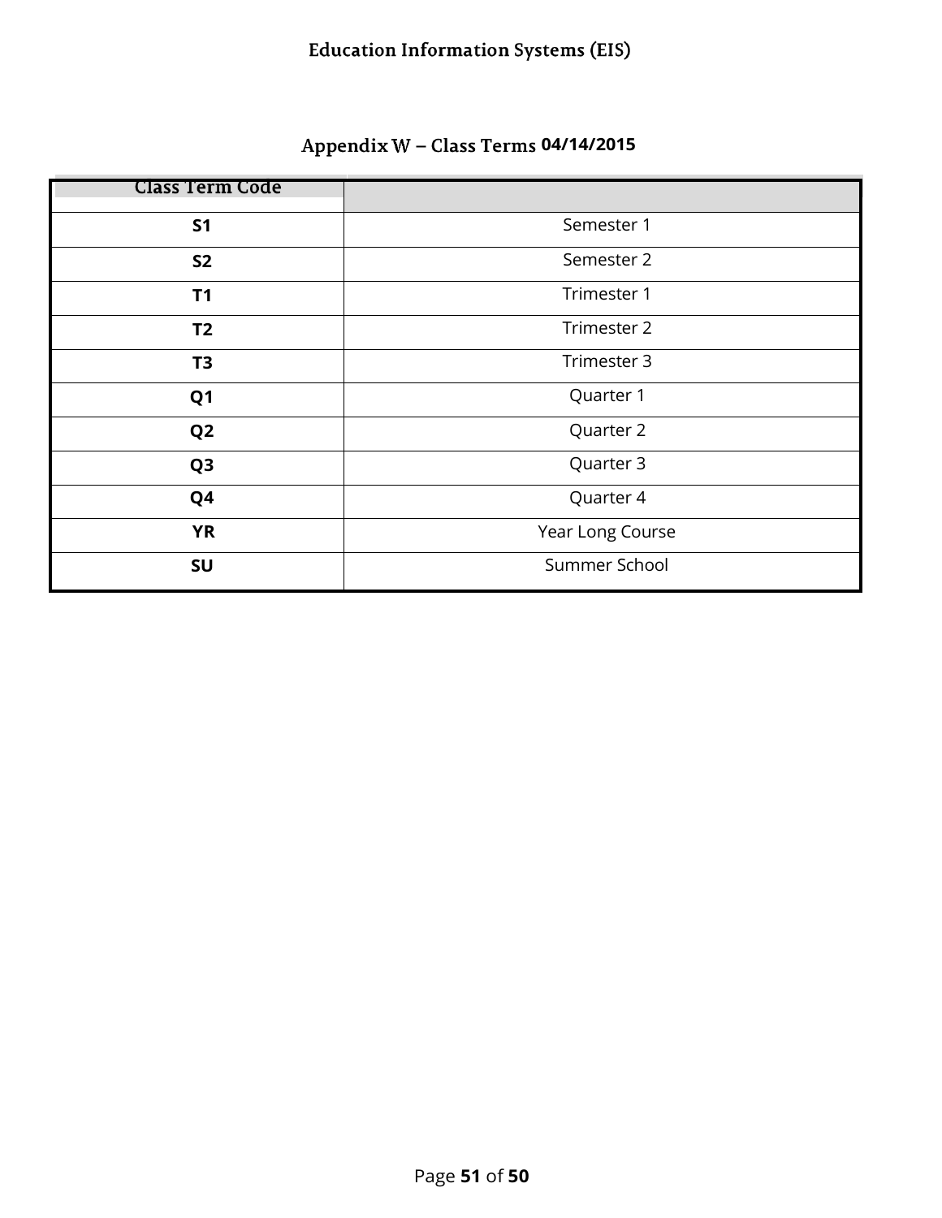## Appendix W – Class Terms 04/14/2015

| Class Term Code | |
|---|---|
| **S1** | Semester 1 |
| **S2** | Semester 2 |
| **T1** | Trimester 1 |
| **T2** | Trimester 2 |
| **T3** | Trimester 3 |
| **Q1** | Quarter 1 |
| **Q2** | Quarter 2 |
| **Q3** | Quarter 3 |
| **Q4** | Quarter 4 |
| **YR** | Year Long Course |
| **SU** | Summer School |